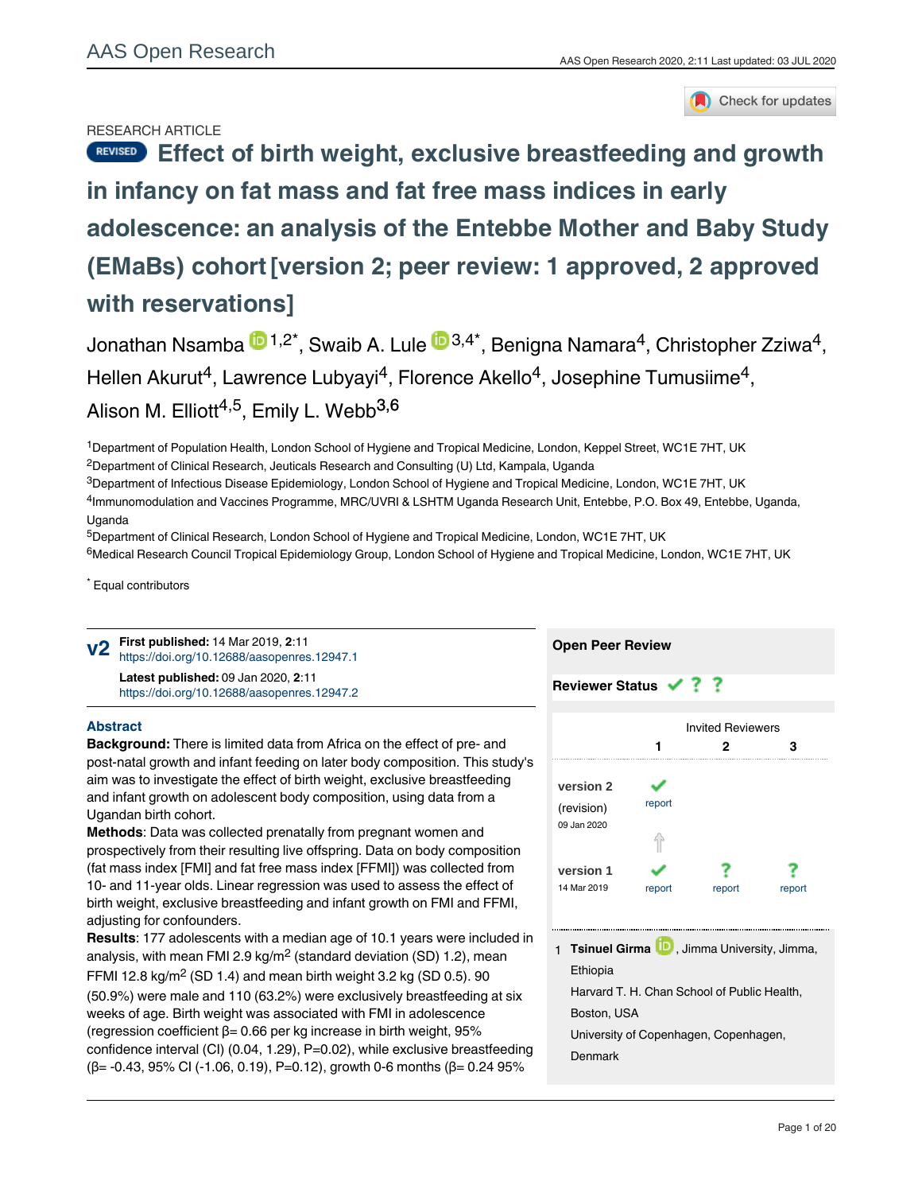RESEARCH ARTICLE

# REVISED Effect of birth weight, exclusive breastfeeding and growth in infancy on fat mass and fat free mass indices in early adolescence: an analysis of the Entebbe Mother and Baby Study (EMaBs) cohort [version 2; peer review: 1 approved, 2 approved with reservations]

Jonathan Nsamba [1,2*], Swaib A. Lule [3,4*], Benigna Namara[4], Christopher Zziwa[4], Hellen Akurut[4], Lawrence Lubyayi[4], Florence Akello[4], Josephine Tumusiime[4], Alison M. Elliott[4,5], Emily L. Webb[3,6]

[1]Department of Population Health, London School of Hygiene and Tropical Medicine, London, Keppel Street, WC1E 7HT, UK

[2]Department of Clinical Research, Jeuticals Research and Consulting (U) Ltd, Kampala, Uganda

[3]Department of Infectious Disease Epidemiology, London School of Hygiene and Tropical Medicine, London, WC1E 7HT, UK

[4]Immunomodulation and Vaccines Programme, MRC/UVRI & LSHTM Uganda Research Unit, Entebbe, P.O. Box 49, Entebbe, Uganda

[5]Department of Clinical Research, London School of Hygiene and Tropical Medicine, London, WC1E 7HT, UK

[6]Medical Research Council Tropical Epidemiology Group, London School of Hygiene and Tropical Medicine, London, WC1E 7HT, UK

\* Equal contributors

**v2** **First published:** 14 Mar 2019, **2**:11
https://doi.org/10.12688/aasopenres.12947.1

**Latest published:** 09 Jan 2020, **2**:11
https://doi.org/10.12688/aasopenres.12947.2

## Abstract

**Background:** There is limited data from Africa on the effect of pre- and post-natal growth and infant feeding on later body composition. This study's aim was to investigate the effect of birth weight, exclusive breastfeeding and infant growth on adolescent body composition, using data from a Ugandan birth cohort.

**Methods**: Data was collected prenatally from pregnant women and prospectively from their resulting live offspring. Data on body composition (fat mass index [FMI] and fat free mass index [FFMI]) was collected from 10- and 11-year olds. Linear regression was used to assess the effect of birth weight, exclusive breastfeeding and infant growth on FMI and FFMI, adjusting for confounders.

**Results**: 177 adolescents with a median age of 10.1 years were included in analysis, with mean FMI 2.9 kg/m$^2$ (standard deviation (SD) 1.2), mean FFMI 12.8 kg/m$^2$ (SD 1.4) and mean birth weight 3.2 kg (SD 0.5). 90 (50.9%) were male and 110 (63.2%) were exclusively breastfeeding at six weeks of age. Birth weight was associated with FMI in adolescence (regression coefficient β= 0.66 per kg increase in birth weight, 95% confidence interval (CI) (0.04, 1.29), P=0.02), while exclusive breastfeeding (β= -0.43, 95% CI (-1.06, 0.19), P=0.12), growth 0-6 months (β= 0.24 95%

**Open Peer Review**

**Reviewer Status** ✔ ? ?

| | Invited Reviewers | | |
|---|---|---|---|
| | 1 | 2 | 3 |
| version 2 (revision) 09 Jan 2020 | ✔ report | | |
| version 1 14 Mar 2019 | ✔ report | ? report | ? report |

1 **Tsinuel Girma**, Jimma University, Jimma, Ethiopia
Harvard T. H. Chan School of Public Health, Boston, USA
University of Copenhagen, Copenhagen, Denmark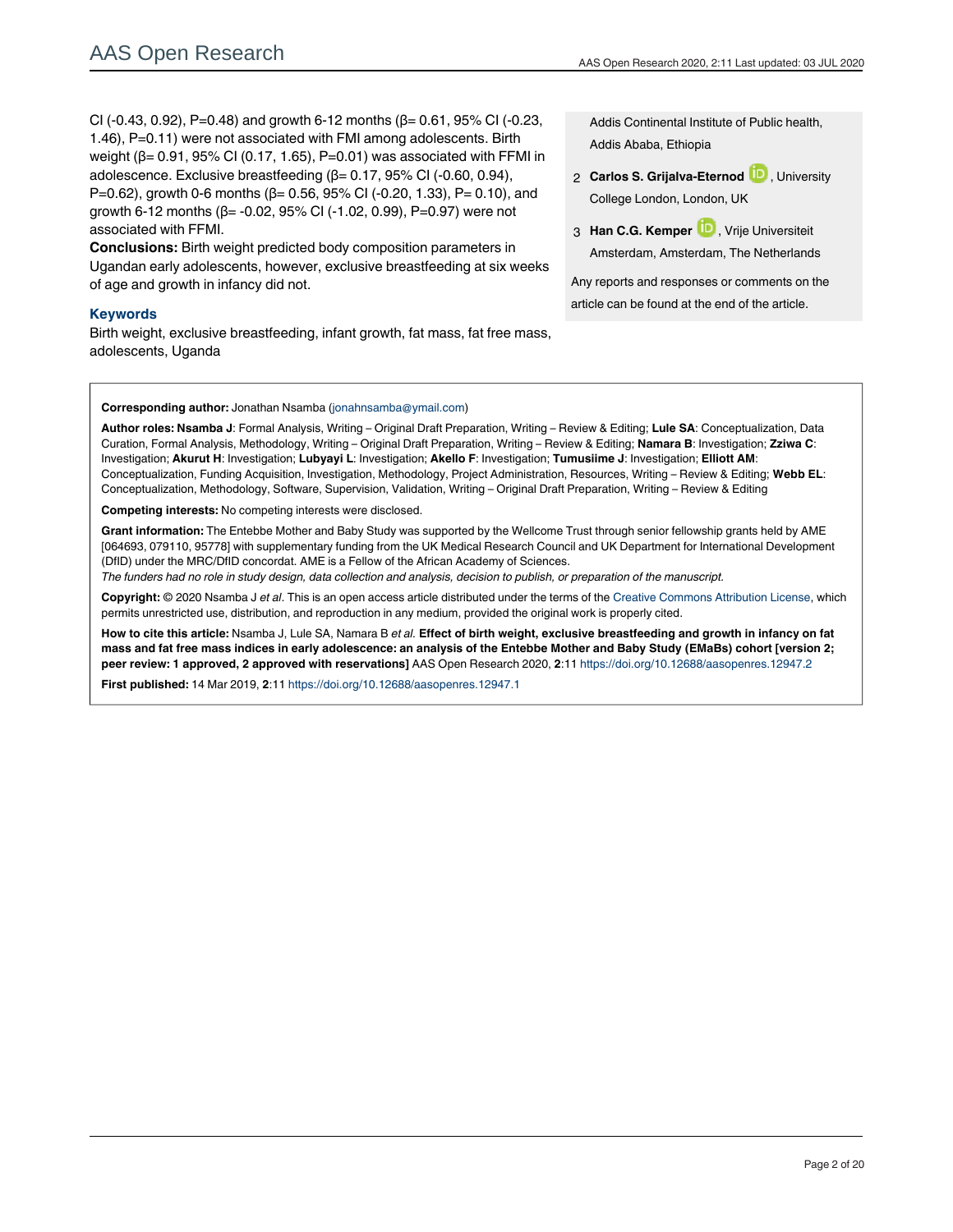CI (-0.43, 0.92), P=0.48) and growth 6-12 months (β= 0.61, 95% CI (-0.23, 1.46), P=0.11) were not associated with FMI among adolescents. Birth weight (β= 0.91, 95% CI (0.17, 1.65), P=0.01) was associated with FFMI in adolescence. Exclusive breastfeeding (β= 0.17, 95% CI (-0.60, 0.94), P=0.62), growth 0-6 months (β= 0.56, 95% CI (-0.20, 1.33), P= 0.10), and growth 6-12 months (β= -0.02, 95% CI (-1.02, 0.99), P=0.97) were not associated with FFMI.

**Conclusions:** Birth weight predicted body composition parameters in Ugandan early adolescents, however, exclusive breastfeeding at six weeks of age and growth in infancy did not.

### Keywords

Birth weight, exclusive breastfeeding, infant growth, fat mass, fat free mass, adolescents, Uganda

Addis Continental Institute of Public health, Addis Ababa, Ethiopia

2 **Carlos S. Grijalva-Eternod**, University College London, London, UK

3 **Han C.G. Kemper**, Vrije Universiteit Amsterdam, Amsterdam, The Netherlands

Any reports and responses or comments on the article can be found at the end of the article.

**Corresponding author:** Jonathan Nsamba (jonahnsamba@ymail.com)

**Author roles: Nsamba J**: Formal Analysis, Writing – Original Draft Preparation, Writing – Review & Editing; **Lule SA**: Conceptualization, Data Curation, Formal Analysis, Methodology, Writing – Original Draft Preparation, Writing – Review & Editing; **Namara B**: Investigation; **Zziwa C**: Investigation; **Akurut H**: Investigation; **Lubyayi L**: Investigation; **Akello F**: Investigation; **Tumusiime J**: Investigation; **Elliott AM**: Conceptualization, Funding Acquisition, Investigation, Methodology, Project Administration, Resources, Writing – Review & Editing; **Webb EL**: Conceptualization, Methodology, Software, Supervision, Validation, Writing – Original Draft Preparation, Writing – Review & Editing

**Competing interests:** No competing interests were disclosed.

**Grant information:** The Entebbe Mother and Baby Study was supported by the Wellcome Trust through senior fellowship grants held by AME [064693, 079110, 95778] with supplementary funding from the UK Medical Research Council and UK Department for International Development (DfID) under the MRC/DfID concordat. AME is a Fellow of the African Academy of Sciences.
*The funders had no role in study design, data collection and analysis, decision to publish, or preparation of the manuscript.*

**Copyright:** © 2020 Nsamba J *et al*. This is an open access article distributed under the terms of the Creative Commons Attribution License, which permits unrestricted use, distribution, and reproduction in any medium, provided the original work is properly cited.

**How to cite this article:** Nsamba J, Lule SA, Namara B *et al.* **Effect of birth weight, exclusive breastfeeding and growth in infancy on fat mass and fat free mass indices in early adolescence: an analysis of the Entebbe Mother and Baby Study (EMaBs) cohort [version 2; peer review: 1 approved, 2 approved with reservations]** AAS Open Research 2020, **2**:11 https://doi.org/10.12688/aasopenres.12947.2

**First published:** 14 Mar 2019, **2**:11 https://doi.org/10.12688/aasopenres.12947.1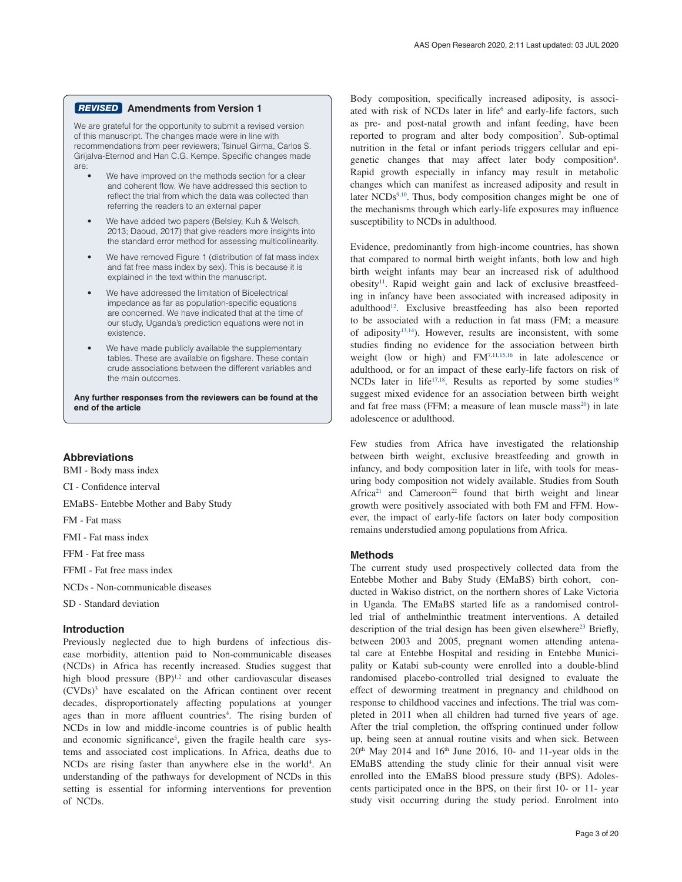**REVISED** **Amendments from Version 1**

We are grateful for the opportunity to submit a revised version of this manuscript. The changes made were in line with recommendations from peer reviewers; Tsinuel Girma, Carlos S. Grijalva-Eternod and Han C.G. Kempe. Specific changes made are:

- We have improved on the methods section for a clear and coherent flow. We have addressed this section to reflect the trial from which the data was collected than referring the readers to an external paper
- We have added two papers (Belsley, Kuh & Welsch, 2013; Daoud, 2017) that give readers more insights into the standard error method for assessing multicollinearity.
- We have removed Figure 1 (distribution of fat mass index and fat free mass index by sex). This is because it is explained in the text within the manuscript.
- We have addressed the limitation of Bioelectrical impedance as far as population-specific equations are concerned. We have indicated that at the time of our study, Uganda's prediction equations were not in existence.
- We have made publicly available the supplementary tables. These are available on figshare. These contain crude associations between the different variables and the main outcomes.

**Any further responses from the reviewers can be found at the end of the article**

## Abbreviations

BMI - Body mass index

CI - Confidence interval

EMaBS- Entebbe Mother and Baby Study

FM - Fat mass

FMI - Fat mass index

FFM - Fat free mass

FFMI - Fat free mass index

NCDs - Non-communicable diseases

SD - Standard deviation

## Introduction

Previously neglected due to high burdens of infectious disease morbidity, attention paid to Non-communicable diseases (NCDs) in Africa has recently increased. Studies suggest that high blood pressure (BP)[1,2] and other cardiovascular diseases (CVDs)[3] have escalated on the African continent over recent decades, disproportionately affecting populations at younger ages than in more affluent countries[4]. The rising burden of NCDs in low and middle-income countries is of public health and economic significance[5], given the fragile health care systems and associated cost implications. In Africa, deaths due to NCDs are rising faster than anywhere else in the world[4]. An understanding of the pathways for development of NCDs in this setting is essential for informing interventions for prevention of NCDs.

Body composition, specifically increased adiposity, is associated with risk of NCDs later in life[6] and early-life factors, such as pre- and post-natal growth and infant feeding, have been reported to program and alter body composition[7]. Sub-optimal nutrition in the fetal or infant periods triggers cellular and epigenetic changes that may affect later body composition[8]. Rapid growth especially in infancy may result in metabolic changes which can manifest as increased adiposity and result in later NCDs[9,10]. Thus, body composition changes might be one of the mechanisms through which early-life exposures may influence susceptibility to NCDs in adulthood.

Evidence, predominantly from high-income countries, has shown that compared to normal birth weight infants, both low and high birth weight infants may bear an increased risk of adulthood obesity[11]. Rapid weight gain and lack of exclusive breastfeeding in infancy have been associated with increased adiposity in adulthood[12]. Exclusive breastfeeding has also been reported to be associated with a reduction in fat mass (FM; a measure of adiposity[13,14]). However, results are inconsistent, with some studies finding no evidence for the association between birth weight (low or high) and FM[7,11,15,16] in late adolescence or adulthood, or for an impact of these early-life factors on risk of NCDs later in life[17,18]. Results as reported by some studies[19] suggest mixed evidence for an association between birth weight and fat free mass (FFM; a measure of lean muscle mass[20]) in late adolescence or adulthood.

Few studies from Africa have investigated the relationship between birth weight, exclusive breastfeeding and growth in infancy, and body composition later in life, with tools for measuring body composition not widely available. Studies from South Africa[21] and Cameroon[22] found that birth weight and linear growth were positively associated with both FM and FFM. However, the impact of early-life factors on later body composition remains understudied among populations from Africa.

## Methods

The current study used prospectively collected data from the Entebbe Mother and Baby Study (EMaBS) birth cohort, conducted in Wakiso district, on the northern shores of Lake Victoria in Uganda. The EMaBS started life as a randomised controlled trial of anthelminthic treatment interventions. A detailed description of the trial design has been given elsewhere[23] Briefly, between 2003 and 2005, pregnant women attending antenatal care at Entebbe Hospital and residing in Entebbe Municipality or Katabi sub-county were enrolled into a double-blind randomised placebo-controlled trial designed to evaluate the effect of deworming treatment in pregnancy and childhood on response to childhood vaccines and infections. The trial was completed in 2011 when all children had turned five years of age. After the trial completion, the offspring continued under follow up, being seen at annual routine visits and when sick. Between 20th May 2014 and 16th June 2016, 10- and 11-year olds in the EMaBS attending the study clinic for their annual visit were enrolled into the EMaBS blood pressure study (BPS). Adolescents participated once in the BPS, on their first 10- or 11- year study visit occurring during the study period. Enrolment into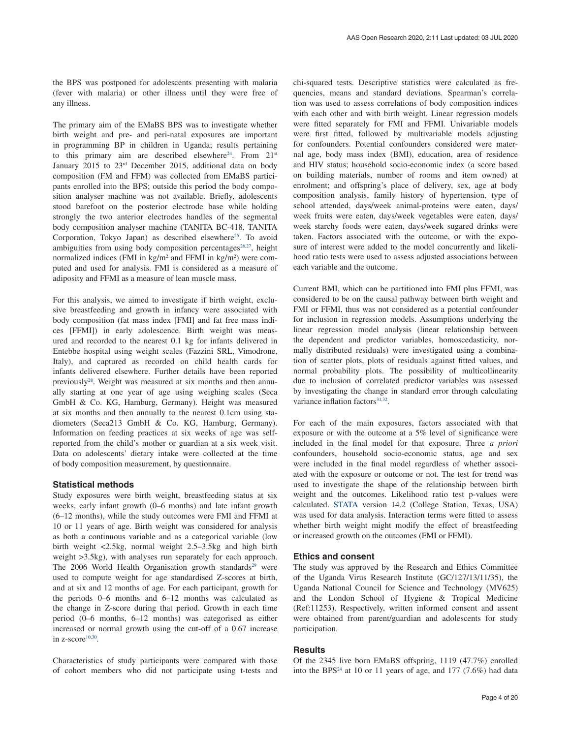the BPS was postponed for adolescents presenting with malaria (fever with malaria) or other illness until they were free of any illness.

The primary aim of the EMaBS BPS was to investigate whether birth weight and pre- and peri-natal exposures are important in programming BP in children in Uganda; results pertaining to this primary aim are described elsewhere[24]. From 21st January 2015 to 23rd December 2015, additional data on body composition (FM and FFM) was collected from EMaBS participants enrolled into the BPS; outside this period the body composition analyser machine was not available. Briefly, adolescents stood barefoot on the posterior electrode base while holding strongly the two anterior electrodes handles of the segmental body composition analyser machine (TANITA BC-418, TANITA Corporation, Tokyo Japan) as described elsewhere[25]. To avoid ambiguities from using body composition percentages[26,27], height normalized indices (FMI in kg/m$^2$ and FFMI in kg/m$^2$) were computed and used for analysis. FMI is considered as a measure of adiposity and FFMI as a measure of lean muscle mass.

For this analysis, we aimed to investigate if birth weight, exclusive breastfeeding and growth in infancy were associated with body composition (fat mass index [FMI] and fat free mass indices [FFMI]) in early adolescence. Birth weight was measured and recorded to the nearest 0.1 kg for infants delivered in Entebbe hospital using weight scales (Fazzini SRL, Vimodrone, Italy), and captured as recorded on child health cards for infants delivered elsewhere. Further details have been reported previously[28]. Weight was measured at six months and then annually starting at one year of age using weighing scales (Seca GmbH & Co. KG, Hamburg, Germany). Height was measured at six months and then annually to the nearest 0.1cm using stadiometers (Seca213 GmbH & Co. KG, Hamburg, Germany). Information on feeding practices at six weeks of age was self-reported from the child's mother or guardian at a six week visit. Data on adolescents' dietary intake were collected at the time of body composition measurement, by questionnaire.

### Statistical methods

Study exposures were birth weight, breastfeeding status at six weeks, early infant growth (0–6 months) and late infant growth (6–12 months), while the study outcomes were FMI and FFMI at 10 or 11 years of age. Birth weight was considered for analysis as both a continuous variable and as a categorical variable (low birth weight <2.5kg, normal weight 2.5–3.5kg and high birth weight >3.5kg), with analyses run separately for each approach. The 2006 World Health Organisation growth standards[29] were used to compute weight for age standardised Z-scores at birth, and at six and 12 months of age. For each participant, growth for the periods 0–6 months and 6–12 months was calculated as the change in Z-score during that period. Growth in each time period (0–6 months, 6–12 months) was categorised as either increased or normal growth using the cut-off of a 0.67 increase in z-score[10,30].

Characteristics of study participants were compared with those of cohort members who did not participate using t-tests and chi-squared tests. Descriptive statistics were calculated as frequencies, means and standard deviations. Spearman's correlation was used to assess correlations of body composition indices with each other and with birth weight. Linear regression models were fitted separately for FMI and FFMI. Univariable models were first fitted, followed by multivariable models adjusting for confounders. Potential confounders considered were maternal age, body mass index (BMI), education, area of residence and HIV status; household socio-economic index (a score based on building materials, number of rooms and item owned) at enrolment; and offspring's place of delivery, sex, age at body composition analysis, family history of hypertension, type of school attended, days/week animal-proteins were eaten, days/week fruits were eaten, days/week vegetables were eaten, days/week starchy foods were eaten, days/week sugared drinks were taken. Factors associated with the outcome, or with the exposure of interest were added to the model concurrently and likelihood ratio tests were used to assess adjusted associations between each variable and the outcome.

Current BMI, which can be partitioned into FMI plus FFMI, was considered to be on the causal pathway between birth weight and FMI or FFMI, thus was not considered as a potential confounder for inclusion in regression models. Assumptions underlying the linear regression model analysis (linear relationship between the dependent and predictor variables, homoscedasticity, normally distributed residuals) were investigated using a combination of scatter plots, plots of residuals against fitted values, and normal probability plots. The possibility of multicollinearity due to inclusion of correlated predictor variables was assessed by investigating the change in standard error through calculating variance inflation factors[31,32].

For each of the main exposures, factors associated with that exposure or with the outcome at a 5% level of significance were included in the final model for that exposure. Three *a priori* confounders, household socio-economic status, age and sex were included in the final model regardless of whether associated with the exposure or outcome or not. The test for trend was used to investigate the shape of the relationship between birth weight and the outcomes. Likelihood ratio test p-values were calculated. STATA version 14.2 (College Station, Texas, USA) was used for data analysis. Interaction terms were fitted to assess whether birth weight might modify the effect of breastfeeding or increased growth on the outcomes (FMI or FFMI).

### Ethics and consent

The study was approved by the Research and Ethics Committee of the Uganda Virus Research Institute (GC/127/13/11/35), the Uganda National Council for Science and Technology (MV625) and the London School of Hygiene & Tropical Medicine (Ref:11253). Respectively, written informed consent and assent were obtained from parent/guardian and adolescents for study participation.

## Results

Of the 2345 live born EMaBS offspring, 1119 (47.7%) enrolled into the BPS[24] at 10 or 11 years of age, and 177 (7.6%) had data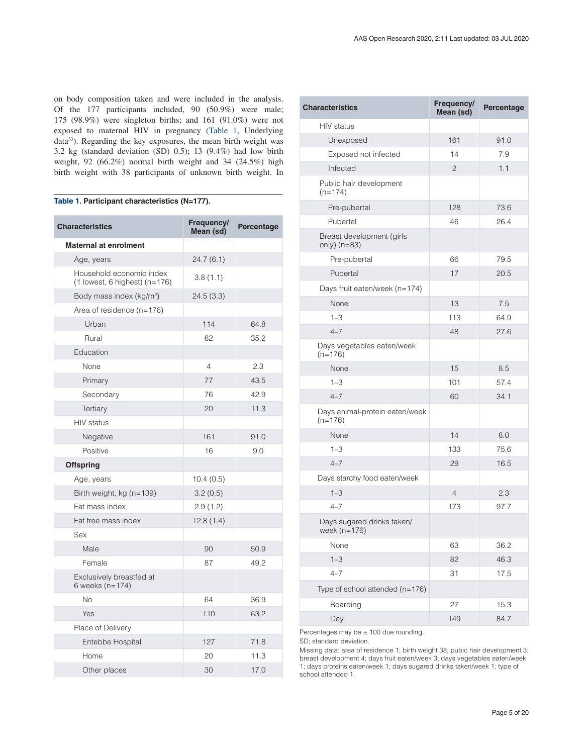on body composition taken and were included in the analysis. Of the 177 participants included, 90 (50.9%) were male; 175 (98.9%) were singleton births; and 161 (91.0%) were not exposed to maternal HIV in pregnancy (Table 1, Underlying data[33]). Regarding the key exposures, the mean birth weight was 3.2 kg (standard deviation (SD) 0.5); 13 (9.4%) had low birth weight, 92 (66.2%) normal birth weight and 34 (24.5%) high birth weight with 38 participants of unknown birth weight. In

**Table 1. Participant characteristics (N=177).**

| Characteristics | Frequency/ Mean (sd) | Percentage |
|---|---|---|
| **Maternal at enrolment** | | |
| Age, years | 24.7 (6.1) | |
| Household economic index (1 lowest, 6 highest) (n=176) | 3.8 (1.1) | |
| Body mass index (kg/m$^2$) | 24.5 (3.3) | |
| Area of residence (n=176) | | |
| Urban | 114 | 64.8 |
| Rural | 62 | 35.2 |
| Education | | |
| None | 4 | 2.3 |
| Primary | 77 | 43.5 |
| Secondary | 76 | 42.9 |
| Tertiary | 20 | 11.3 |
| HIV status | | |
| Negative | 161 | 91.0 |
| Positive | 16 | 9.0 |
| **Offspring** | | |
| Age, years | 10.4 (0.5) | |
| Birth weight, kg (n=139) | 3.2 (0.5) | |
| Fat mass index | 2.9 (1.2) | |
| Fat free mass index | 12.8 (1.4) | |
| Sex | | |
| Male | 90 | 50.9 |
| Female | 87 | 49.2 |
| Exclusively breastfed at 6 weeks (n=174) | | |
| No | 64 | 36.9 |
| Yes | 110 | 63.2 |
| Place of Delivery | | |
| Entebbe Hospital | 127 | 71.8 |
| Home | 20 | 11.3 |
| Other places | 30 | 17.0 |
| HIV status | | |
| Unexposed | 161 | 91.0 |
| Exposed not infected | 14 | 7.9 |
| Infected | 2 | 1.1 |
| Public hair development (n=174) | | |
| Pre-pubertal | 128 | 73.6 |
| Pubertal | 46 | 26.4 |
| Breast development (girls only) (n=83) | | |
| Pre-pubertal | 66 | 79.5 |
| Pubertal | 17 | 20.5 |
| Days fruit eaten/week (n=174) | | |
| None | 13 | 7.5 |
| 1–3 | 113 | 64.9 |
| 4–7 | 48 | 27.6 |
| Days vegetables eaten/week (n=176) | | |
| None | 15 | 8.5 |
| 1–3 | 101 | 57.4 |
| 4–7 | 60 | 34.1 |
| Days animal-protein eaten/week (n=176) | | |
| None | 14 | 8.0 |
| 1–3 | 133 | 75.6 |
| 4–7 | 29 | 16.5 |
| Days starchy food eaten/week | | |
| 1–3 | 4 | 2.3 |
| 4–7 | 173 | 97.7 |
| Days sugared drinks taken/ week (n=176) | | |
| None | 63 | 36.2 |
| 1–3 | 82 | 46.3 |
| 4–7 | 31 | 17.5 |
| Type of school attended (n=176) | | |
| Boarding | 27 | 15.3 |
| Day | 149 | 84.7 |

Percentages may be ± 100 due rounding.

SD; standard deviation.

Missing data: area of residence 1; birth weight 38; pubic hair development 3; breast development 4; days fruit eaten/week 3; days vegetables eaten/week 1; days proteins eaten/week 1; days sugared drinks taken/week 1; type of school attended 1.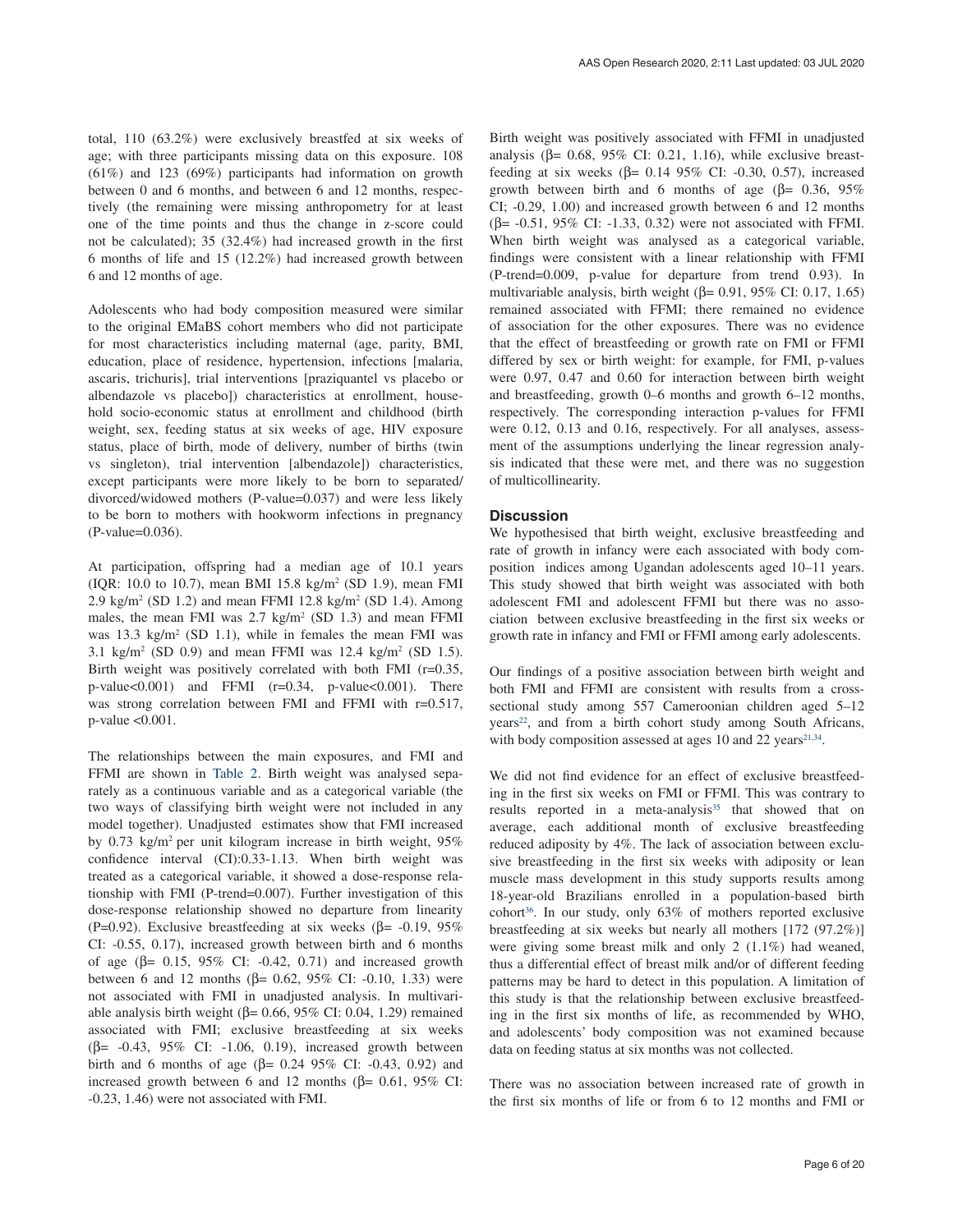total, 110 (63.2%) were exclusively breastfed at six weeks of age; with three participants missing data on this exposure. 108 (61%) and 123 (69%) participants had information on growth between 0 and 6 months, and between 6 and 12 months, respectively (the remaining were missing anthropometry for at least one of the time points and thus the change in z-score could not be calculated); 35 (32.4%) had increased growth in the first 6 months of life and 15 (12.2%) had increased growth between 6 and 12 months of age.

Adolescents who had body composition measured were similar to the original EMaBS cohort members who did not participate for most characteristics including maternal (age, parity, BMI, education, place of residence, hypertension, infections [malaria, ascaris, trichuris], trial interventions [praziquantel vs placebo or albendazole vs placebo]) characteristics at enrollment, household socio-economic status at enrollment and childhood (birth weight, sex, feeding status at six weeks of age, HIV exposure status, place of birth, mode of delivery, number of births (twin vs singleton), trial intervention [albendazole]) characteristics, except participants were more likely to be born to separated/divorced/widowed mothers (P-value=0.037) and were less likely to be born to mothers with hookworm infections in pregnancy (P-value=0.036).

At participation, offspring had a median age of 10.1 years (IQR: 10.0 to 10.7), mean BMI 15.8 kg/m$^2$ (SD 1.9), mean FMI 2.9 kg/m$^2$ (SD 1.2) and mean FFMI 12.8 kg/m$^2$ (SD 1.4). Among males, the mean FMI was 2.7 kg/m$^2$ (SD 1.3) and mean FFMI was 13.3 kg/m$^2$ (SD 1.1), while in females the mean FMI was 3.1 kg/m$^2$ (SD 0.9) and mean FFMI was 12.4 kg/m$^2$ (SD 1.5). Birth weight was positively correlated with both FMI (r=0.35, p-value<0.001) and FFMI (r=0.34, p-value<0.001). There was strong correlation between FMI and FFMI with r=0.517, p-value <0.001.

The relationships between the main exposures, and FMI and FFMI are shown in Table 2. Birth weight was analysed separately as a continuous variable and as a categorical variable (the two ways of classifying birth weight were not included in any model together). Unadjusted estimates show that FMI increased by 0.73 kg/m$^2$ per unit kilogram increase in birth weight, 95% confidence interval (CI):0.33-1.13. When birth weight was treated as a categorical variable, it showed a dose-response relationship with FMI (P-trend=0.007). Further investigation of this dose-response relationship showed no departure from linearity (P=0.92). Exclusive breastfeeding at six weeks (β= -0.19, 95% CI: -0.55, 0.17), increased growth between birth and 6 months of age (β= 0.15, 95% CI: -0.42, 0.71) and increased growth between 6 and 12 months (β= 0.62, 95% CI: -0.10, 1.33) were not associated with FMI in unadjusted analysis. In multivariable analysis birth weight (β= 0.66, 95% CI: 0.04, 1.29) remained associated with FMI; exclusive breastfeeding at six weeks (β= -0.43, 95% CI: -1.06, 0.19), increased growth between birth and 6 months of age (β= 0.24 95% CI: -0.43, 0.92) and increased growth between 6 and 12 months (β= 0.61, 95% CI: -0.23, 1.46) were not associated with FMI.

Birth weight was positively associated with FFMI in unadjusted analysis (β= 0.68, 95% CI: 0.21, 1.16), while exclusive breastfeeding at six weeks (β= 0.14 95% CI: -0.30, 0.57), increased growth between birth and 6 months of age (β= 0.36, 95% CI; -0.29, 1.00) and increased growth between 6 and 12 months (β= -0.51, 95% CI: -1.33, 0.32) were not associated with FFMI. When birth weight was analysed as a categorical variable, findings were consistent with a linear relationship with FFMI (P-trend=0.009, p-value for departure from trend 0.93). In multivariable analysis, birth weight (β= 0.91, 95% CI: 0.17, 1.65) remained associated with FFMI; there remained no evidence of association for the other exposures. There was no evidence that the effect of breastfeeding or growth rate on FMI or FFMI differed by sex or birth weight: for example, for FMI, p-values were 0.97, 0.47 and 0.60 for interaction between birth weight and breastfeeding, growth 0–6 months and growth 6–12 months, respectively. The corresponding interaction p-values for FFMI were 0.12, 0.13 and 0.16, respectively. For all analyses, assessment of the assumptions underlying the linear regression analysis indicated that these were met, and there was no suggestion of multicollinearity.

## Discussion

We hypothesised that birth weight, exclusive breastfeeding and rate of growth in infancy were each associated with body composition indices among Ugandan adolescents aged 10–11 years. This study showed that birth weight was associated with both adolescent FMI and adolescent FFMI but there was no association between exclusive breastfeeding in the first six weeks or growth rate in infancy and FMI or FFMI among early adolescents.

Our findings of a positive association between birth weight and both FMI and FFMI are consistent with results from a cross-sectional study among 557 Cameroonian children aged 5–12 years[22], and from a birth cohort study among South Africans, with body composition assessed at ages 10 and 22 years[21,34].

We did not find evidence for an effect of exclusive breastfeeding in the first six weeks on FMI or FFMI. This was contrary to results reported in a meta-analysis[35] that showed that on average, each additional month of exclusive breastfeeding reduced adiposity by 4%. The lack of association between exclusive breastfeeding in the first six weeks with adiposity or lean muscle mass development in this study supports results among 18-year-old Brazilians enrolled in a population-based birth cohort[36]. In our study, only 63% of mothers reported exclusive breastfeeding at six weeks but nearly all mothers [172 (97.2%)] were giving some breast milk and only 2 (1.1%) had weaned, thus a differential effect of breast milk and/or of different feeding patterns may be hard to detect in this population. A limitation of this study is that the relationship between exclusive breastfeeding in the first six months of life, as recommended by WHO, and adolescents' body composition was not examined because data on feeding status at six months was not collected.

There was no association between increased rate of growth in the first six months of life or from 6 to 12 months and FMI or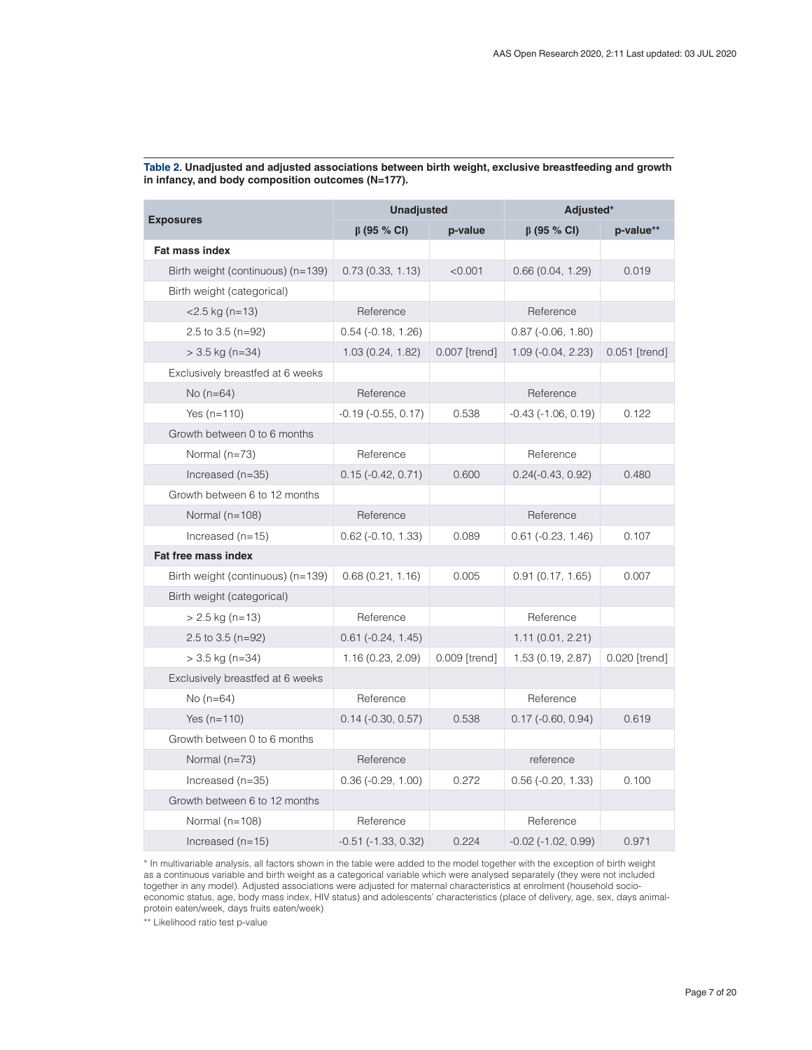**Table 2. Unadjusted and adjusted associations between birth weight, exclusive breastfeeding and growth in infancy, and body composition outcomes (N=177).**

| Exposures | Unadjusted | | Adjusted* | |
|---|---|---|---|---|
| | β (95 % CI) | p-value | β (95 % CI) | p-value** |
| **Fat mass index** | | | | |
| Birth weight (continuous) (n=139) | 0.73 (0.33, 1.13) | <0.001 | 0.66 (0.04, 1.29) | 0.019 |
| Birth weight (categorical) | | | | |
| <2.5 kg (n=13) | Reference | | Reference | |
| 2.5 to 3.5 (n=92) | 0.54 (-0.18, 1.26) | | 0.87 (-0.06, 1.80) | |
| > 3.5 kg (n=34) | 1.03 (0.24, 1.82) | 0.007 [trend] | 1.09 (-0.04, 2.23) | 0.051 [trend] |
| Exclusively breastfed at 6 weeks | | | | |
| No (n=64) | Reference | | Reference | |
| Yes (n=110) | -0.19 (-0.55, 0.17) | 0.538 | -0.43 (-1.06, 0.19) | 0.122 |
| Growth between 0 to 6 months | | | | |
| Normal (n=73) | Reference | | Reference | |
| Increased (n=35) | 0.15 (-0.42, 0.71) | 0.600 | 0.24(-0.43, 0.92) | 0.480 |
| Growth between 6 to 12 months | | | | |
| Normal (n=108) | Reference | | Reference | |
| Increased (n=15) | 0.62 (-0.10, 1.33) | 0.089 | 0.61 (-0.23, 1.46) | 0.107 |
| **Fat free mass index** | | | | |
| Birth weight (continuous) (n=139) | 0.68 (0.21, 1.16) | 0.005 | 0.91 (0.17, 1.65) | 0.007 |
| Birth weight (categorical) | | | | |
| > 2.5 kg (n=13) | Reference | | Reference | |
| 2.5 to 3.5 (n=92) | 0.61 (-0.24, 1.45) | | 1.11 (0.01, 2.21) | |
| > 3.5 kg (n=34) | 1.16 (0.23, 2.09) | 0.009 [trend] | 1.53 (0.19, 2.87) | 0.020 [trend] |
| Exclusively breastfed at 6 weeks | | | | |
| No (n=64) | Reference | | Reference | |
| Yes (n=110) | 0.14 (-0.30, 0.57) | 0.538 | 0.17 (-0.60, 0.94) | 0.619 |
| Growth between 0 to 6 months | | | | |
| Normal (n=73) | Reference | | reference | |
| Increased (n=35) | 0.36 (-0.29, 1.00) | 0.272 | 0.56 (-0.20, 1.33) | 0.100 |
| Growth between 6 to 12 months | | | | |
| Normal (n=108) | Reference | | Reference | |
| Increased (n=15) | -0.51 (-1.33, 0.32) | 0.224 | -0.02 (-1.02, 0.99) | 0.971 |

* In multivariable analysis, all factors shown in the table were added to the model together with the exception of birth weight as a continuous variable and birth weight as a categorical variable which were analysed separately (they were not included together in any model). Adjusted associations were adjusted for maternal characteristics at enrolment (household socio-economic status, age, body mass index, HIV status) and adolescents' characteristics (place of delivery, age, sex, days animal-protein eaten/week, days fruits eaten/week)

** Likelihood ratio test p-value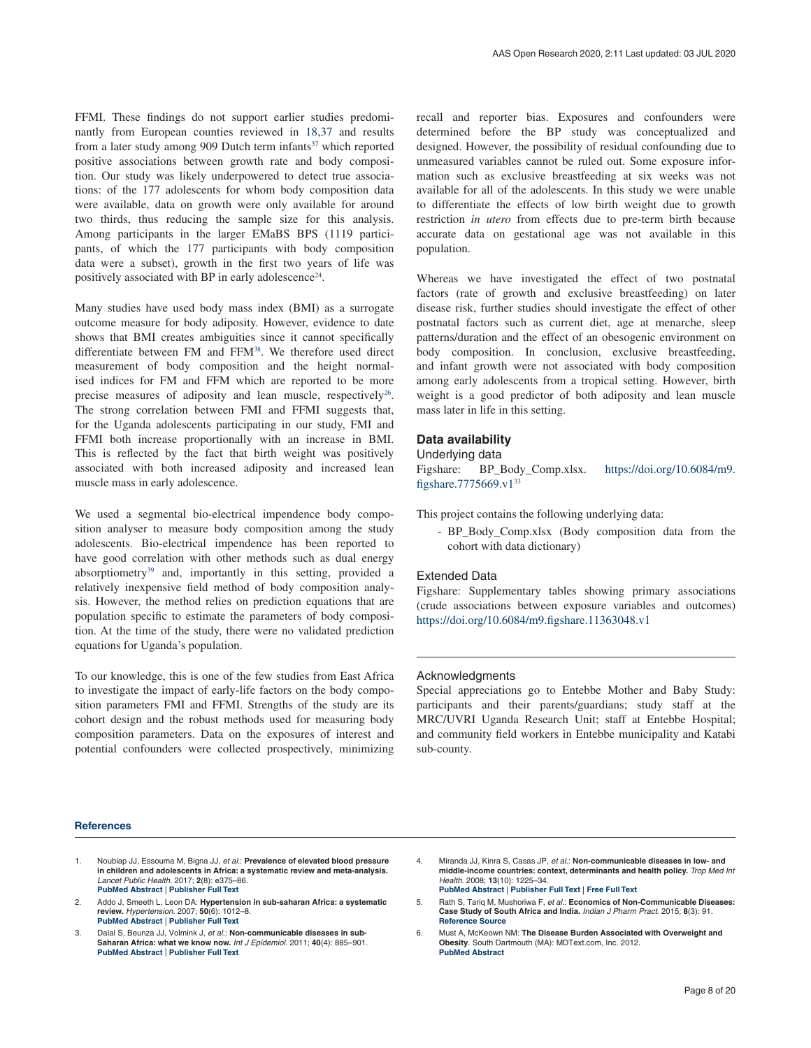FFMI. These findings do not support earlier studies predominantly from European counties reviewed in 18,37 and results from a later study among 909 Dutch term infants[37] which reported positive associations between growth rate and body composition. Our study was likely underpowered to detect true associations: of the 177 adolescents for whom body composition data were available, data on growth were only available for around two thirds, thus reducing the sample size for this analysis. Among participants in the larger EMaBS BPS (1119 participants, of which the 177 participants with body composition data were a subset), growth in the first two years of life was positively associated with BP in early adolescence[24].

Many studies have used body mass index (BMI) as a surrogate outcome measure for body adiposity. However, evidence to date shows that BMI creates ambiguities since it cannot specifically differentiate between FM and FFM[38]. We therefore used direct measurement of body composition and the height normalised indices for FM and FFM which are reported to be more precise measures of adiposity and lean muscle, respectively[26]. The strong correlation between FMI and FFMI suggests that, for the Uganda adolescents participating in our study, FMI and FFMI both increase proportionally with an increase in BMI. This is reflected by the fact that birth weight was positively associated with both increased adiposity and increased lean muscle mass in early adolescence.

We used a segmental bio-electrical impendence body composition analyser to measure body composition among the study adolescents. Bio-electrical impendence has been reported to have good correlation with other methods such as dual energy absorptiometry[39] and, importantly in this setting, provided a relatively inexpensive field method of body composition analysis. However, the method relies on prediction equations that are population specific to estimate the parameters of body composition. At the time of the study, there were no validated prediction equations for Uganda's population.

To our knowledge, this is one of the few studies from East Africa to investigate the impact of early-life factors on the body composition parameters FMI and FFMI. Strengths of the study are its cohort design and the robust methods used for measuring body composition parameters. Data on the exposures of interest and potential confounders were collected prospectively, minimizing recall and reporter bias. Exposures and confounders were determined before the BP study was conceptualized and designed. However, the possibility of residual confounding due to unmeasured variables cannot be ruled out. Some exposure information such as exclusive breastfeeding at six weeks was not available for all of the adolescents. In this study we were unable to differentiate the effects of low birth weight due to growth restriction *in utero* from effects due to pre-term birth because accurate data on gestational age was not available in this population.

Whereas we have investigated the effect of two postnatal factors (rate of growth and exclusive breastfeeding) on later disease risk, further studies should investigate the effect of other postnatal factors such as current diet, age at menarche, sleep patterns/duration and the effect of an obesogenic environment on body composition. In conclusion, exclusive breastfeeding, and infant growth were not associated with body composition among early adolescents from a tropical setting. However, birth weight is a good predictor of both adiposity and lean muscle mass later in life in this setting.

## Data availability

### Underlying data

Figshare: BP_Body_Comp.xlsx. https://doi.org/10.6084/m9.figshare.7775669.v1[33]

This project contains the following underlying data:

- BP_Body_Comp.xlsx (Body composition data from the cohort with data dictionary)

### Extended Data

Figshare: Supplementary tables showing primary associations (crude associations between exposure variables and outcomes) https://doi.org/10.6084/m9.figshare.11363048.v1

## Acknowledgments

Special appreciations go to Entebbe Mother and Baby Study: participants and their parents/guardians; study staff at the MRC/UVRI Uganda Research Unit; staff at Entebbe Hospital; and community field workers in Entebbe municipality and Katabi sub-county.

## References

1. Noubiap JJ, Essouma M, Bigna JJ, *et al.*: **Prevalence of elevated blood pressure in children and adolescents in Africa: a systematic review and meta-analysis.** *Lancet Public Health.* 2017; **2**(8): e375–86.
   **PubMed Abstract** | **Publisher Full Text**
2. Addo J, Smeeth L, Leon DA: **Hypertension in sub-saharan Africa: a systematic review.** *Hypertension.* 2007; **50**(6): 1012–8.
   **PubMed Abstract** | **Publisher Full Text**
3. Dalal S, Beunza JJ, Volmink J, *et al.*: **Non-communicable diseases in sub-Saharan Africa: what we know now.** *Int J Epidemiol.* 2011; **40**(4): 885–901.
   **PubMed Abstract** | **Publisher Full Text**
4. Miranda JJ, Kinra S, Casas JP, *et al.*: **Non-communicable diseases in low- and middle-income countries: context, determinants and health policy.** *Trop Med Int Health.* 2008; **13**(10): 1225–34.
   **PubMed Abstract** | **Publisher Full Text** | **Free Full Text**
5. Rath S, Tariq M, Mushoriwa F, *et al.*: **Economics of Non-Communicable Diseases: Case Study of South Africa and India.** *Indian J Pharm Pract.* 2015; **8**(3): 91.
   **Reference Source**
6. Must A, McKeown NM: **The Disease Burden Associated with Overweight and Obesity**. South Dartmouth (MA): MDText.com, Inc. 2012.
   **PubMed Abstract**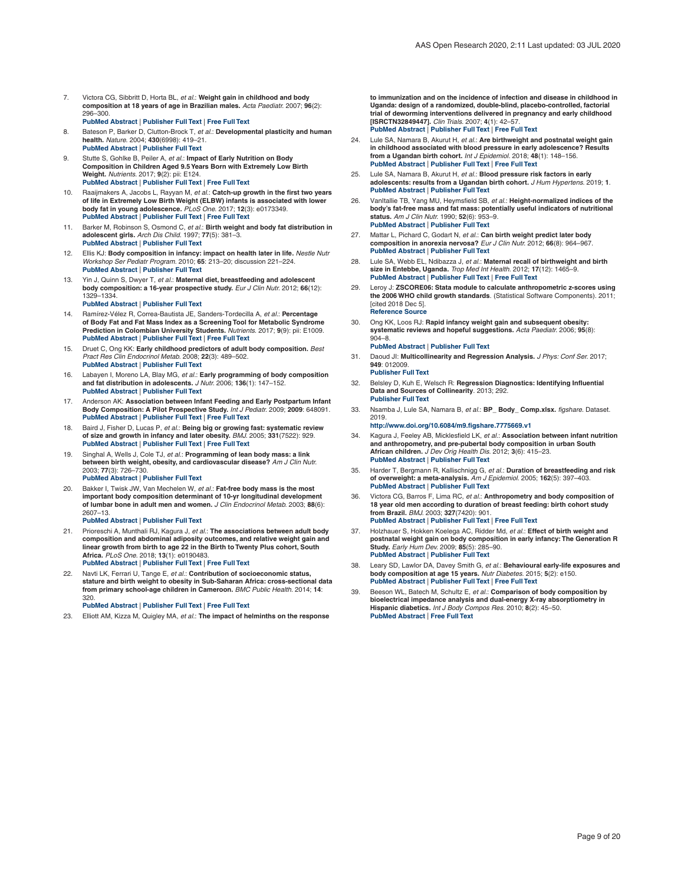7. Victora CG, Sibbritt D, Horta BL, *et al.*: **Weight gain in childhood and body composition at 18 years of age in Brazilian males.** *Acta Paediatr.* 2007; **96**(2): 296–300.
**PubMed Abstract** | **Publisher Full Text** | **Free Full Text**

8. Bateson P, Barker D, Clutton-Brock T, *et al.*: **Developmental plasticity and human health.** *Nature.* 2004; **430**(6998): 419–21.
**PubMed Abstract** | **Publisher Full Text**

9. Stutte S, Gohlke B, Peiler A, *et al.*: **Impact of Early Nutrition on Body Composition in Children Aged 9.5 Years Born with Extremely Low Birth Weight.** *Nutrients.* 2017; **9**(2): pii: E124.
**PubMed Abstract** | **Publisher Full Text** | **Free Full Text**

10. Raaijmakers A, Jacobs L, Rayyan M, *et al.*: **Catch-up growth in the first two years of life in Extremely Low Birth Weight (ELBW) infants is associated with lower body fat in young adolescence.** *PLoS One.* 2017; **12**(3): e0173349.
**PubMed Abstract** | **Publisher Full Text** | **Free Full Text**

11. Barker M, Robinson S, Osmond C, *et al.*: **Birth weight and body fat distribution in adolescent girls.** *Arch Dis Child.* 1997; **77**(5): 381–3.
**PubMed Abstract** | **Publisher Full Text**

12. Ellis KJ: **Body composition in infancy: impact on health later in life.** *Nestle Nutr Workshop Ser Pediatr Program.* 2010; **65**: 213–20; discussion 221–224.
**PubMed Abstract** | **Publisher Full Text**

13. Yin J, Quinn S, Dwyer T, *et al.*: **Maternal diet, breastfeeding and adolescent body composition: a 16-year prospective study.** *Eur J Clin Nutr.* 2012; **66**(12): 1329–1334.
**PubMed Abstract** | **Publisher Full Text**

14. Ramírez-Vélez R, Correa-Bautista JE, Sanders-Tordecilla A, *et al.*: **Percentage of Body Fat and Fat Mass Index as a Screening Tool for Metabolic Syndrome Prediction in Colombian University Students.** *Nutrients.* 2017; **9**(9): pii: E1009.
**PubMed Abstract** | **Publisher Full Text** | **Free Full Text**

15. Druet C, Ong KK: **Early childhood predictors of adult body composition.** *Best Pract Res Clin Endocrinol Metab.* 2008; **22**(3): 489–502.
**PubMed Abstract** | **Publisher Full Text**

16. Labayen I, Moreno LA, Blay MG, *et al.*: **Early programming of body composition and fat distribution in adolescents.** *J Nutr.* 2006; **136**(1): 147–152.
**PubMed Abstract** | **Publisher Full Text**

17. Anderson AK: **Association between Infant Feeding and Early Postpartum Infant Body Composition: A Pilot Prospective Study.** *Int J Pediatr.* 2009; **2009**: 648091.
**PubMed Abstract** | **Publisher Full Text** | **Free Full Text**

18. Baird J, Fisher D, Lucas P, *et al.*: **Being big or growing fast: systematic review of size and growth in infancy and later obesity.** *BMJ.* 2005; **331**(7522): 929.
**PubMed Abstract** | **Publisher Full Text** | **Free Full Text**

19. Singhal A, Wells J, Cole TJ, *et al.*: **Programming of lean body mass: a link between birth weight, obesity, and cardiovascular disease?** *Am J Clin Nutr.* 2003; **77**(3): 726–730.
**PubMed Abstract** | **Publisher Full Text**

20. Bakker I, Twisk JW, Van Mechelen W, *et al.*: **Fat-free body mass is the most important body composition determinant of 10-yr longitudinal development of lumbar bone in adult men and women.** *J Clin Endocrinol Metab.* 2003; **88**(6): 2607–13.
**PubMed Abstract** | **Publisher Full Text**

21. Prioreschi A, Munthali RJ, Kagura J, *et al.*: **The associations between adult body composition and abdominal adiposity outcomes, and relative weight gain and linear growth from birth to age 22 in the Birth to Twenty Plus cohort, South Africa.** *PLoS One.* 2018; **13**(1): e0190483.
**PubMed Abstract** | **Publisher Full Text** | **Free Full Text**

22. Navti LK, Ferrari U, Tange E, *et al.*: **Contribution of socioeconomic status, stature and birth weight to obesity in Sub-Saharan Africa: cross-sectional data from primary school-age children in Cameroon.** *BMC Public Health.* 2014; **14**: 320.
**PubMed Abstract** | **Publisher Full Text** | **Free Full Text**

23. Elliott AM, Kizza M, Quigley MA, *et al.*: **The impact of helminths on the response to immunization and on the incidence of infection and disease in childhood in Uganda: design of a randomized, double-blind, placebo-controlled, factorial trial of deworming interventions delivered in pregnancy and early childhood [ISRCTN32849447].** *Clin Trials.* 2007; **4**(1): 42–57.
**PubMed Abstract** | **Publisher Full Text** | **Free Full Text**

24. Lule SA, Namara B, Akurut H, *et al.*: **Are birthweight and postnatal weight gain in childhood associated with blood pressure in early adolescence? Results from a Ugandan birth cohort.** *Int J Epidemiol.* 2018; **48**(1): 148–156.
**PubMed Abstract** | **Publisher Full Text** | **Free Full Text**

25. Lule SA, Namara B, Akurut H, *et al.*: **Blood pressure risk factors in early adolescents: results from a Ugandan birth cohort.** *J Hum Hypertens.* 2019; **1**.
**PubMed Abstract** | **Publisher Full Text**

26. VanItallie TB, Yang MU, Heymsfield SB, *et al.*: **Height-normalized indices of the body's fat-free mass and fat mass: potentially useful indicators of nutritional status.** *Am J Clin Nutr.* 1990; **52**(6): 953–9.
**PubMed Abstract** | **Publisher Full Text**

27. Mattar L, Pichard C, Godart N, *et al.*: **Can birth weight predict later body composition in anorexia nervosa?** *Eur J Clin Nutr.* 2012; **66**(8): 964–967.
**PubMed Abstract** | **Publisher Full Text**

28. Lule SA, Webb EL, Ndibazza J, *et al.*: **Maternal recall of birthweight and birth size in Entebbe, Uganda.** *Trop Med Int Health.* 2012; **17**(12): 1465–9.
**PubMed Abstract** | **Publisher Full Text** | **Free Full Text**

29. Leroy J: **ZSCORE06: Stata module to calculate anthropometric z-scores using the 2006 WHO child growth standards**. (Statistical Software Components). 2011; [cited 2018 Dec 5].
**Reference Source**

30. Ong KK, Loos RJ: **Rapid infancy weight gain and subsequent obesity: systematic reviews and hopeful suggestions.** *Acta Paediatr.* 2006; **95**(8): 904–8.
**PubMed Abstract** | **Publisher Full Text**

31. Daoud JI: **Multicollinearity and Regression Analysis.** *J Phys: Conf Ser.* 2017; **949**: 012009.
**Publisher Full Text**

32. Belsley D, Kuh E, Welsch R: **Regression Diagnostics: Identifying Influential Data and Sources of Collinearity**. 2013; 292.
**Publisher Full Text**

33. Nsamba J, Lule SA, Namara B, *et al.*: **BP_ Body_ Comp.xlsx.** *figshare.* Dataset. 2019.
**http://www.doi.org/10.6084/m9.figshare.7775669.v1**

34. Kagura J, Feeley AB, Micklesfield LK, *et al.*: **Association between infant nutrition and anthropometry, and pre-pubertal body composition in urban South African children.** *J Dev Orig Health Dis.* 2012; **3**(6): 415–23.
**PubMed Abstract** | **Publisher Full Text**

35. Harder T, Bergmann R, Kallischnigg G, *et al.*: **Duration of breastfeeding and risk of overweight: a meta-analysis.** *Am J Epidemiol.* 2005; **162**(5): 397–403.
**PubMed Abstract** | **Publisher Full Text**

36. Victora CG, Barros F, Lima RC, *et al.*: **Anthropometry and body composition of 18 year old men according to duration of breast feeding: birth cohort study from Brazil.** *BMJ.* 2003; **327**(7420): 901.
**PubMed Abstract** | **Publisher Full Text** | **Free Full Text**

37. Holzhauer S, Hokken Koelega AC, Ridder Md, *et al.*: **Effect of birth weight and postnatal weight gain on body composition in early infancy: The Generation R Study.** *Early Hum Dev.* 2009; **85**(5): 285–90.
**PubMed Abstract** | **Publisher Full Text**

38. Leary SD, Lawlor DA, Davey Smith G, *et al.*: **Behavioural early-life exposures and body composition at age 15 years.** *Nutr Diabetes.* 2015; **5**(2): e150.
**PubMed Abstract** | **Publisher Full Text** | **Free Full Text**

39. Beeson WL, Batech M, Schultz E, *et al.*: **Comparison of body composition by bioelectrical impedance analysis and dual-energy X-ray absorptiometry in Hispanic diabetics.** *Int J Body Compos Res.* 2010; **8**(2): 45–50.
**PubMed Abstract** | **Free Full Text**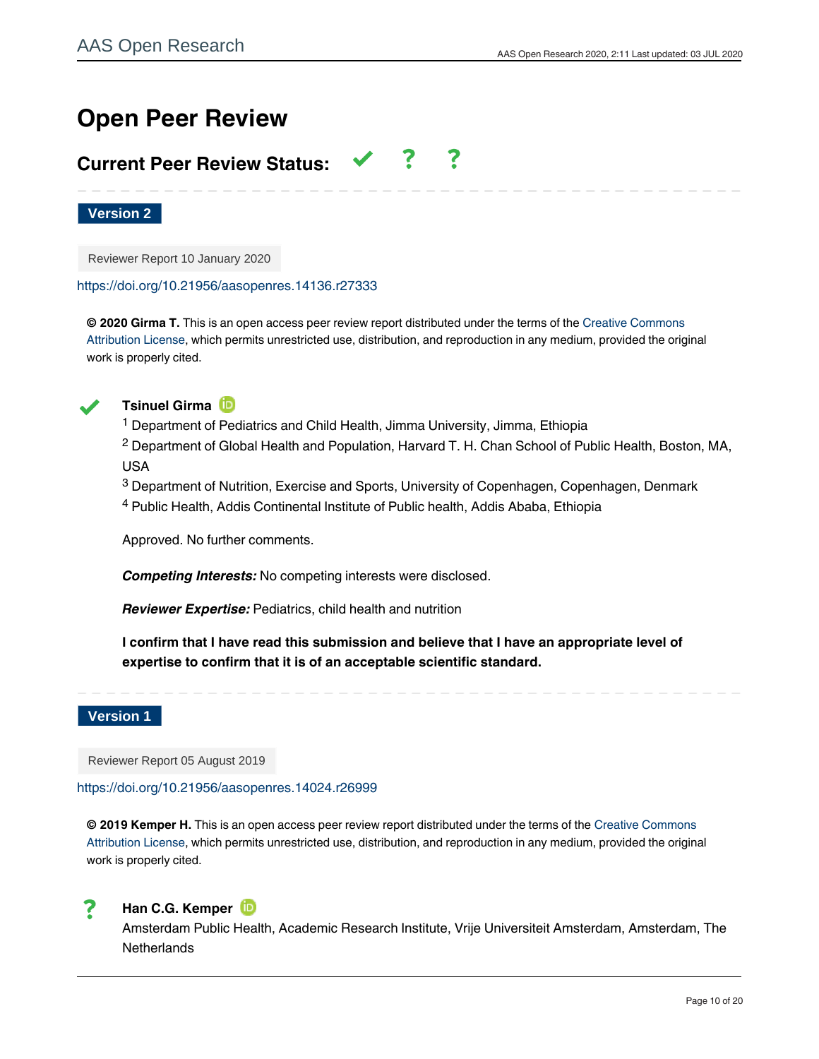# Open Peer Review

## Current Peer Review Status: ✔ ? ?

**Version 2**

Reviewer Report 10 January 2020

https://doi.org/10.21956/aasopenres.14136.r27333

**© 2020 Girma T.** This is an open access peer review report distributed under the terms of the Creative Commons Attribution License, which permits unrestricted use, distribution, and reproduction in any medium, provided the original work is properly cited.

✔ **Tsinuel Girma**

[1] Department of Pediatrics and Child Health, Jimma University, Jimma, Ethiopia
[2] Department of Global Health and Population, Harvard T. H. Chan School of Public Health, Boston, MA, USA
[3] Department of Nutrition, Exercise and Sports, University of Copenhagen, Copenhagen, Denmark
[4] Public Health, Addis Continental Institute of Public health, Addis Ababa, Ethiopia

Approved. No further comments.

***Competing Interests:*** No competing interests were disclosed.

***Reviewer Expertise:*** Pediatrics, child health and nutrition

**I confirm that I have read this submission and believe that I have an appropriate level of expertise to confirm that it is of an acceptable scientific standard.**

**Version 1**

Reviewer Report 05 August 2019

https://doi.org/10.21956/aasopenres.14024.r26999

**© 2019 Kemper H.** This is an open access peer review report distributed under the terms of the Creative Commons Attribution License, which permits unrestricted use, distribution, and reproduction in any medium, provided the original work is properly cited.

? **Han C.G. Kemper**

Amsterdam Public Health, Academic Research Institute, Vrije Universiteit Amsterdam, Amsterdam, The Netherlands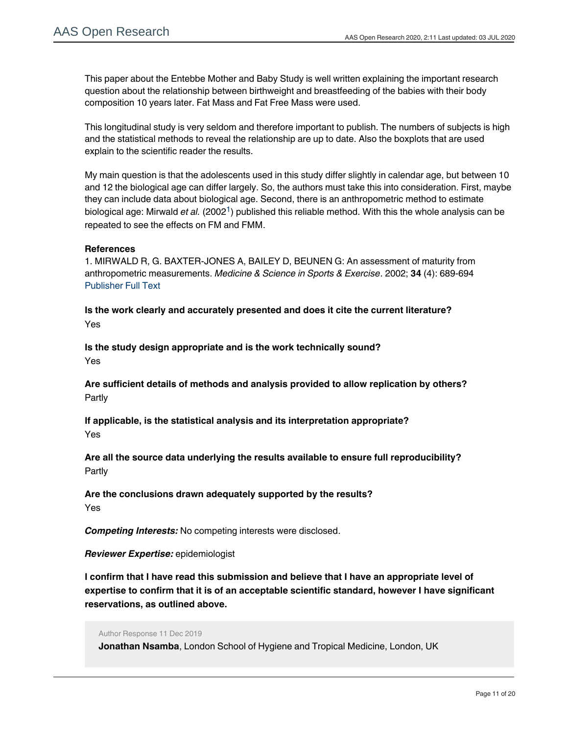This paper about the Entebbe Mother and Baby Study is well written explaining the important research question about the relationship between birthweight and breastfeeding of the babies with their body composition 10 years later. Fat Mass and Fat Free Mass were used.

This longitudinal study is very seldom and therefore important to publish. The numbers of subjects is high and the statistical methods to reveal the relationship are up to date. Also the boxplots that are used explain to the scientific reader the results.

My main question is that the adolescents used in this study differ slightly in calendar age, but between 10 and 12 the biological age can differ largely. So, the authors must take this into consideration. First, maybe they can include data about biological age. Second, there is an anthropometric method to estimate biological age: Mirwald *et al.* (2002[1]) published this reliable method. With this the whole analysis can be repeated to see the effects on FM and FMM.

**References**

1. MIRWALD R, G. BAXTER-JONES A, BAILEY D, BEUNEN G: An assessment of maturity from anthropometric measurements. *Medicine & Science in Sports & Exercise*. 2002; **34** (4): 689-694 Publisher Full Text

**Is the work clearly and accurately presented and does it cite the current literature?**

Yes

**Is the study design appropriate and is the work technically sound?**

Yes

**Are sufficient details of methods and analysis provided to allow replication by others?**

Partly

**If applicable, is the statistical analysis and its interpretation appropriate?**

Yes

**Are all the source data underlying the results available to ensure full reproducibility?**

Partly

**Are the conclusions drawn adequately supported by the results?**

Yes

***Competing Interests:*** No competing interests were disclosed.

***Reviewer Expertise:*** epidemiologist

**I confirm that I have read this submission and believe that I have an appropriate level of expertise to confirm that it is of an acceptable scientific standard, however I have significant reservations, as outlined above.**

Author Response 11 Dec 2019

**Jonathan Nsamba**, London School of Hygiene and Tropical Medicine, London, UK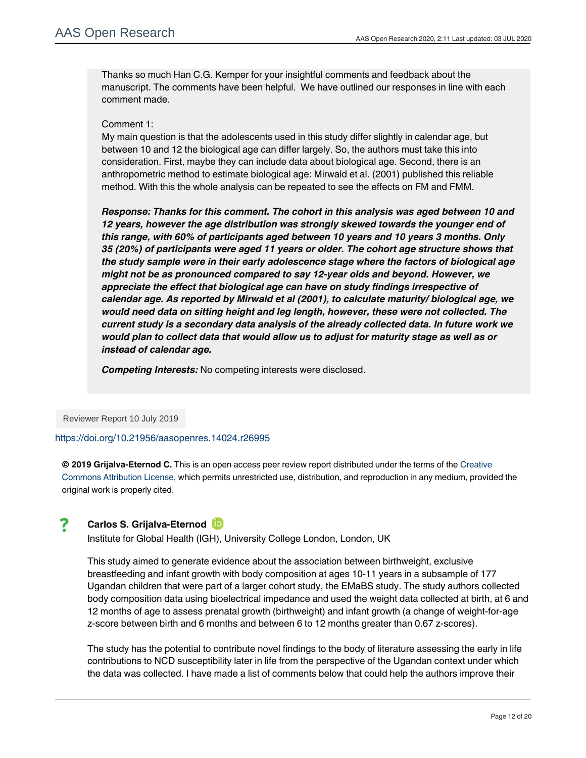Thanks so much Han C.G. Kemper for your insightful comments and feedback about the manuscript. The comments have been helpful. We have outlined our responses in line with each comment made.

Comment 1:
My main question is that the adolescents used in this study differ slightly in calendar age, but between 10 and 12 the biological age can differ largely. So, the authors must take this into consideration. First, maybe they can include data about biological age. Second, there is an anthropometric method to estimate biological age: Mirwald et al. (2001) published this reliable method. With this the whole analysis can be repeated to see the effects on FM and FMM.

***Response: Thanks for this comment. The cohort in this analysis was aged between 10 and 12 years, however the age distribution was strongly skewed towards the younger end of this range, with 60% of participants aged between 10 years and 10 years 3 months. Only 35 (20%) of participants were aged 11 years or older. The cohort age structure shows that the study sample were in their early adolescence stage where the factors of biological age might not be as pronounced compared to say 12-year olds and beyond. However, we appreciate the effect that biological age can have on study findings irrespective of calendar age. As reported by Mirwald et al (2001), to calculate maturity/ biological age, we would need data on sitting height and leg length, however, these were not collected. The current study is a secondary data analysis of the already collected data. In future work we would plan to collect data that would allow us to adjust for maturity stage as well as or instead of calendar age.***

***Competing Interests:*** No competing interests were disclosed.

Reviewer Report 10 July 2019

https://doi.org/10.21956/aasopenres.14024.r26995

**© 2019 Grijalva-Eternod C.** This is an open access peer review report distributed under the terms of the Creative Commons Attribution License, which permits unrestricted use, distribution, and reproduction in any medium, provided the original work is properly cited.

? **Carlos S. Grijalva-Eternod**
Institute for Global Health (IGH), University College London, London, UK

This study aimed to generate evidence about the association between birthweight, exclusive breastfeeding and infant growth with body composition at ages 10-11 years in a subsample of 177 Ugandan children that were part of a larger cohort study, the EMaBS study. The study authors collected body composition data using bioelectrical impedance and used the weight data collected at birth, at 6 and 12 months of age to assess prenatal growth (birthweight) and infant growth (a change of weight-for-age z-score between birth and 6 months and between 6 to 12 months greater than 0.67 z-scores).

The study has the potential to contribute novel findings to the body of literature assessing the early in life contributions to NCD susceptibility later in life from the perspective of the Ugandan context under which the data was collected. I have made a list of comments below that could help the authors improve their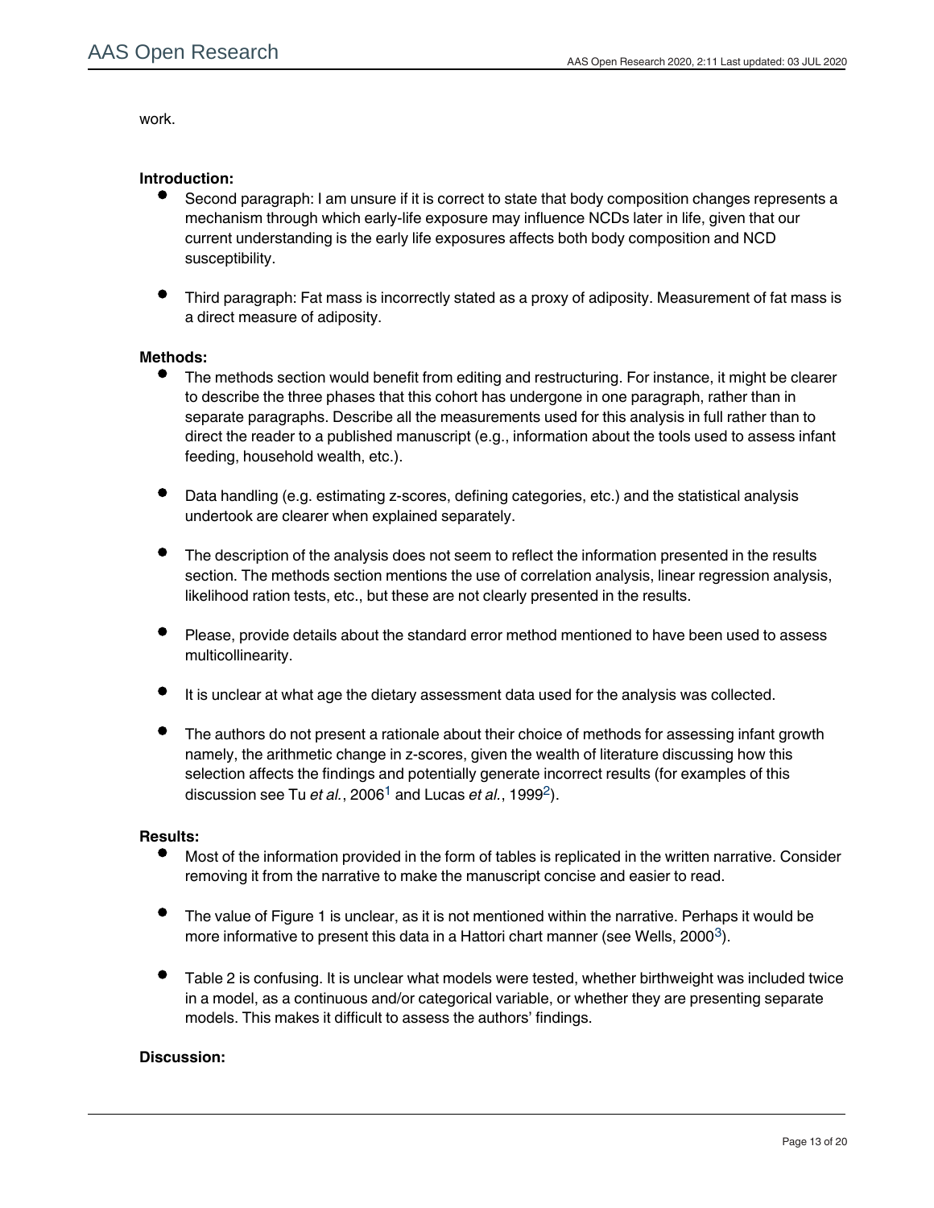work.

**Introduction:**

- Second paragraph: I am unsure if it is correct to state that body composition changes represents a mechanism through which early-life exposure may influence NCDs later in life, given that our current understanding is the early life exposures affects both body composition and NCD susceptibility.

- Third paragraph: Fat mass is incorrectly stated as a proxy of adiposity. Measurement of fat mass is a direct measure of adiposity.

**Methods:**

- The methods section would benefit from editing and restructuring. For instance, it might be clearer to describe the three phases that this cohort has undergone in one paragraph, rather than in separate paragraphs. Describe all the measurements used for this analysis in full rather than to direct the reader to a published manuscript (e.g., information about the tools used to assess infant feeding, household wealth, etc.).

- Data handling (e.g. estimating z-scores, defining categories, etc.) and the statistical analysis undertook are clearer when explained separately.

- The description of the analysis does not seem to reflect the information presented in the results section. The methods section mentions the use of correlation analysis, linear regression analysis, likelihood ration tests, etc., but these are not clearly presented in the results.

- Please, provide details about the standard error method mentioned to have been used to assess multicollinearity.

- It is unclear at what age the dietary assessment data used for the analysis was collected.

- The authors do not present a rationale about their choice of methods for assessing infant growth namely, the arithmetic change in z-scores, given the wealth of literature discussing how this selection affects the findings and potentially generate incorrect results (for examples of this discussion see Tu *et al.*, 2006[1] and Lucas *et al.*, 1999[2]).

**Results:**

- Most of the information provided in the form of tables is replicated in the written narrative. Consider removing it from the narrative to make the manuscript concise and easier to read.

- The value of Figure 1 is unclear, as it is not mentioned within the narrative. Perhaps it would be more informative to present this data in a Hattori chart manner (see Wells, 2000[3]).

- Table 2 is confusing. It is unclear what models were tested, whether birthweight was included twice in a model, as a continuous and/or categorical variable, or whether they are presenting separate models. This makes it difficult to assess the authors' findings.

**Discussion:**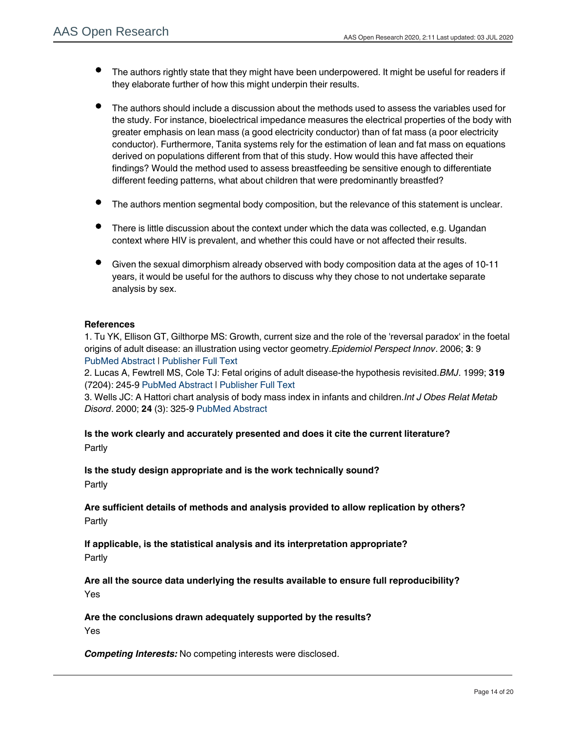- The authors rightly state that they might have been underpowered. It might be useful for readers if they elaborate further of how this might underpin their results.

- The authors should include a discussion about the methods used to assess the variables used for the study. For instance, bioelectrical impedance measures the electrical properties of the body with greater emphasis on lean mass (a good electricity conductor) than of fat mass (a poor electricity conductor). Furthermore, Tanita systems rely for the estimation of lean and fat mass on equations derived on populations different from that of this study. How would this have affected their findings? Would the method used to assess breastfeeding be sensitive enough to differentiate different feeding patterns, what about children that were predominantly breastfed?

- The authors mention segmental body composition, but the relevance of this statement is unclear.

- There is little discussion about the context under which the data was collected, e.g. Ugandan context where HIV is prevalent, and whether this could have or not affected their results.

- Given the sexual dimorphism already observed with body composition data at the ages of 10-11 years, it would be useful for the authors to discuss why they chose to not undertake separate analysis by sex.

**References**

1. Tu YK, Ellison GT, Gilthorpe MS: Growth, current size and the role of the 'reversal paradox' in the foetal origins of adult disease: an illustration using vector geometry. *Epidemiol Perspect Innov*. 2006; **3**: 9 PubMed Abstract | Publisher Full Text
2. Lucas A, Fewtrell MS, Cole TJ: Fetal origins of adult disease-the hypothesis revisited. *BMJ*. 1999; **319** (7204): 245-9 PubMed Abstract | Publisher Full Text
3. Wells JC: A Hattori chart analysis of body mass index in infants and children. *Int J Obes Relat Metab Disord*. 2000; **24** (3): 325-9 PubMed Abstract

**Is the work clearly and accurately presented and does it cite the current literature?**
Partly

**Is the study design appropriate and is the work technically sound?**
Partly

**Are sufficient details of methods and analysis provided to allow replication by others?**
Partly

**If applicable, is the statistical analysis and its interpretation appropriate?**
Partly

**Are all the source data underlying the results available to ensure full reproducibility?**
Yes

**Are the conclusions drawn adequately supported by the results?**
Yes

***Competing Interests:*** No competing interests were disclosed.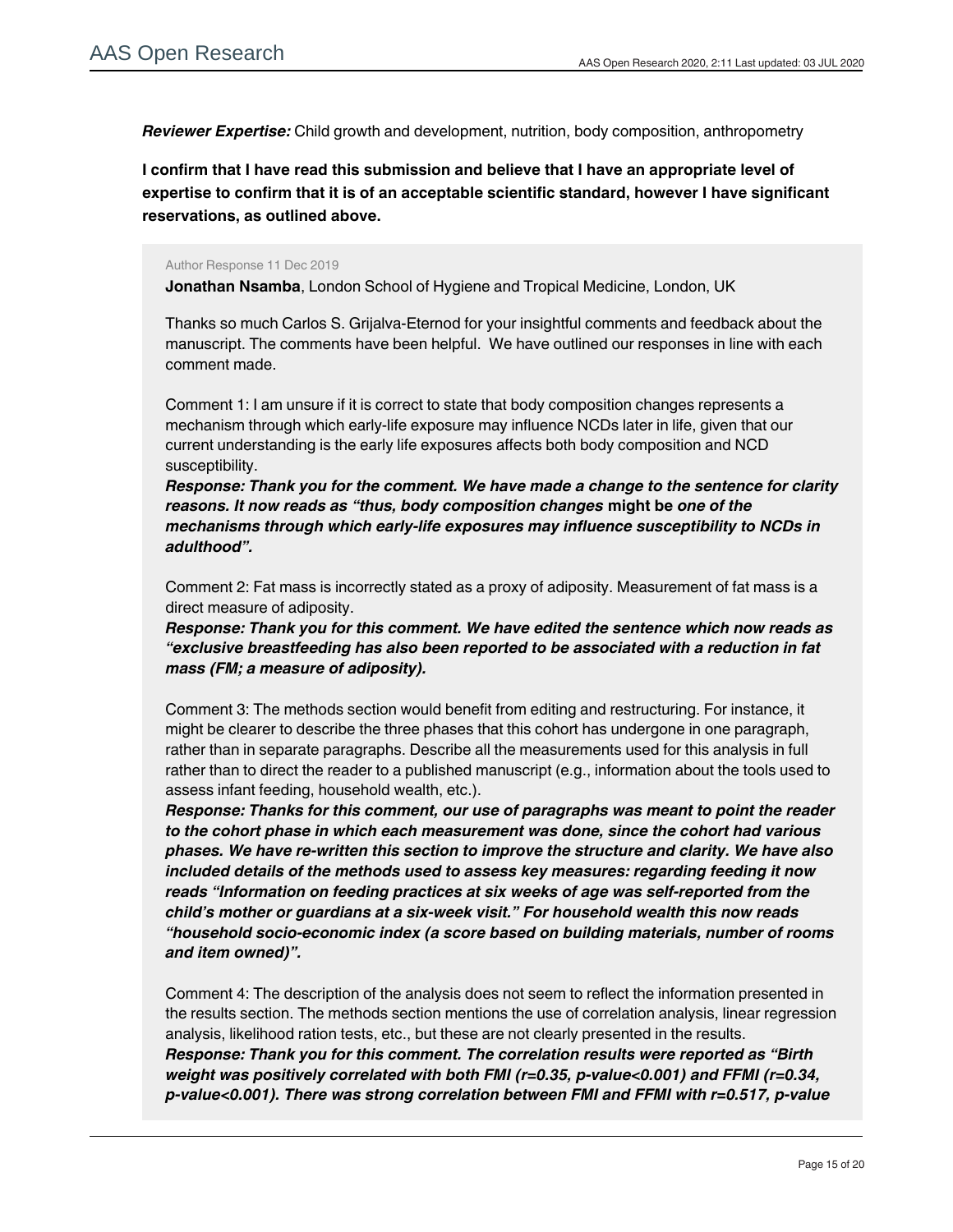***Reviewer Expertise:*** Child growth and development, nutrition, body composition, anthropometry

**I confirm that I have read this submission and believe that I have an appropriate level of expertise to confirm that it is of an acceptable scientific standard, however I have significant reservations, as outlined above.**

Author Response 11 Dec 2019

**Jonathan Nsamba**, London School of Hygiene and Tropical Medicine, London, UK

Thanks so much Carlos S. Grijalva-Eternod for your insightful comments and feedback about the manuscript. The comments have been helpful. We have outlined our responses in line with each comment made.

Comment 1: I am unsure if it is correct to state that body composition changes represents a mechanism through which early-life exposure may influence NCDs later in life, given that our current understanding is the early life exposures affects both body composition and NCD susceptibility.

***Response: Thank you for the comment. We have made a change to the sentence for clarity reasons. It now reads as "thus, body composition changes*** **might be** ***one of the mechanisms through which early-life exposures may influence susceptibility to NCDs in adulthood".***

Comment 2: Fat mass is incorrectly stated as a proxy of adiposity. Measurement of fat mass is a direct measure of adiposity.

***Response: Thank you for this comment. We have edited the sentence which now reads as "exclusive breastfeeding has also been reported to be associated with a reduction in fat mass (FM; a measure of adiposity).***

Comment 3: The methods section would benefit from editing and restructuring. For instance, it might be clearer to describe the three phases that this cohort has undergone in one paragraph, rather than in separate paragraphs. Describe all the measurements used for this analysis in full rather than to direct the reader to a published manuscript (e.g., information about the tools used to assess infant feeding, household wealth, etc.).

***Response: Thanks for this comment, our use of paragraphs was meant to point the reader to the cohort phase in which each measurement was done, since the cohort had various phases. We have re-written this section to improve the structure and clarity. We have also included details of the methods used to assess key measures: regarding feeding it now reads "Information on feeding practices at six weeks of age was self-reported from the child's mother or guardians at a six-week visit." For household wealth this now reads "household socio-economic index (a score based on building materials, number of rooms and item owned)".***

Comment 4: The description of the analysis does not seem to reflect the information presented in the results section. The methods section mentions the use of correlation analysis, linear regression analysis, likelihood ration tests, etc., but these are not clearly presented in the results.

***Response: Thank you for this comment. The correlation results were reported as "Birth weight was positively correlated with both FMI (r=0.35, p-value<0.001) and FFMI (r=0.34, p-value<0.001). There was strong correlation between FMI and FFMI with r=0.517, p-value***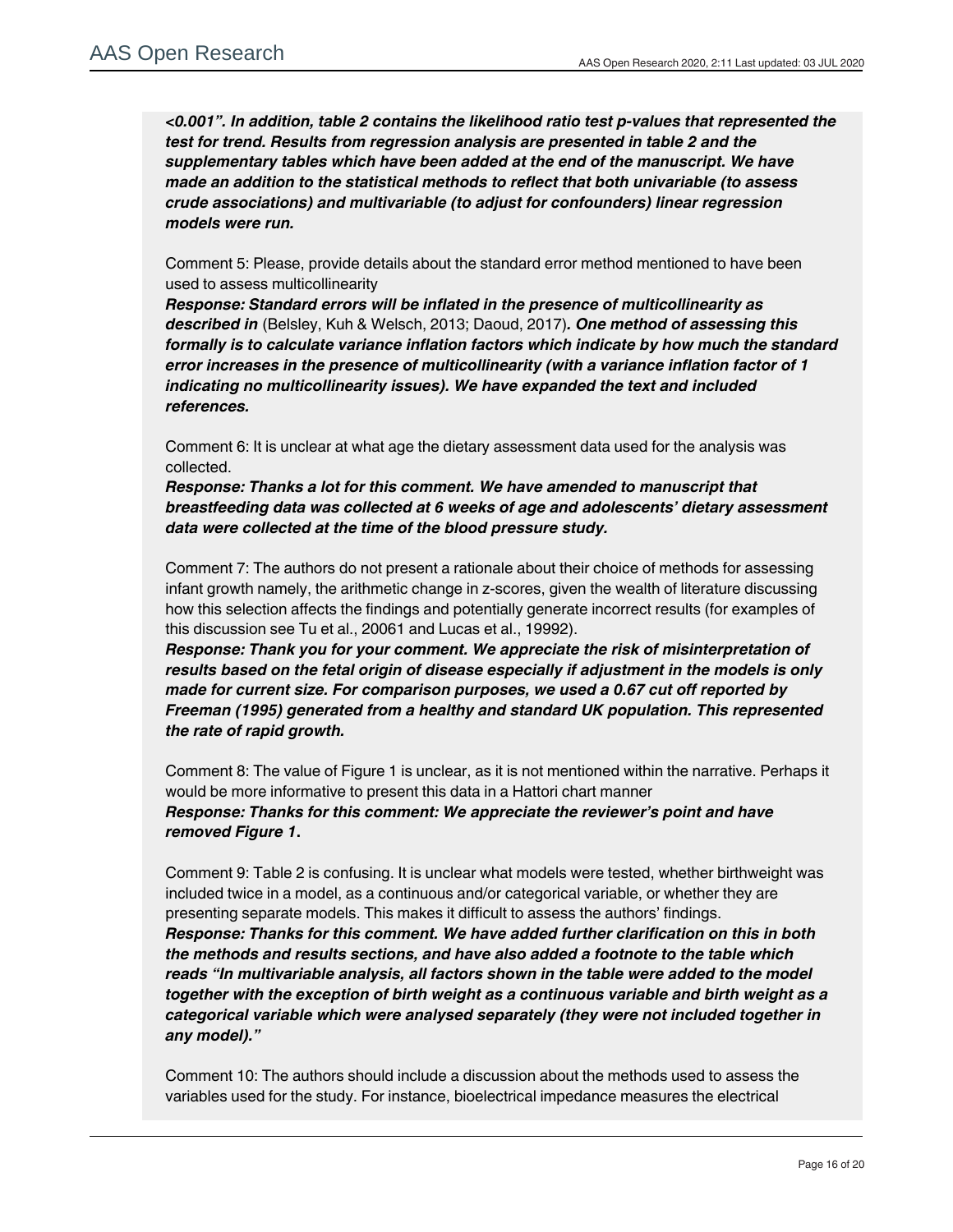***<0.001". In addition, table 2 contains the likelihood ratio test p-values that represented the test for trend. Results from regression analysis are presented in table 2 and the supplementary tables which have been added at the end of the manuscript. We have made an addition to the statistical methods to reflect that both univariable (to assess crude associations) and multivariable (to adjust for confounders) linear regression models were run.***

Comment 5: Please, provide details about the standard error method mentioned to have been used to assess multicollinearity

***Response: Standard errors will be inflated in the presence of multicollinearity as described in*** (Belsley, Kuh & Welsch, 2013; Daoud, 2017)***. One method of assessing this formally is to calculate variance inflation factors which indicate by how much the standard error increases in the presence of multicollinearity (with a variance inflation factor of 1 indicating no multicollinearity issues). We have expanded the text and included references.***

Comment 6: It is unclear at what age the dietary assessment data used for the analysis was collected.

***Response: Thanks a lot for this comment. We have amended to manuscript that breastfeeding data was collected at 6 weeks of age and adolescents' dietary assessment data were collected at the time of the blood pressure study.***

Comment 7: The authors do not present a rationale about their choice of methods for assessing infant growth namely, the arithmetic change in z-scores, given the wealth of literature discussing how this selection affects the findings and potentially generate incorrect results (for examples of this discussion see Tu et al., 20061 and Lucas et al., 19992).

***Response: Thank you for your comment. We appreciate the risk of misinterpretation of results based on the fetal origin of disease especially if adjustment in the models is only made for current size. For comparison purposes, we used a 0.67 cut off reported by Freeman (1995) generated from a healthy and standard UK population. This represented the rate of rapid growth.***

Comment 8: The value of Figure 1 is unclear, as it is not mentioned within the narrative. Perhaps it would be more informative to present this data in a Hattori chart manner

***Response: Thanks for this comment: We appreciate the reviewer's point and have removed Figure 1.***

Comment 9: Table 2 is confusing. It is unclear what models were tested, whether birthweight was included twice in a model, as a continuous and/or categorical variable, or whether they are presenting separate models. This makes it difficult to assess the authors' findings.

***Response: Thanks for this comment. We have added further clarification on this in both the methods and results sections, and have also added a footnote to the table which reads "In multivariable analysis, all factors shown in the table were added to the model together with the exception of birth weight as a continuous variable and birth weight as a categorical variable which were analysed separately (they were not included together in any model)."***

Comment 10: The authors should include a discussion about the methods used to assess the variables used for the study. For instance, bioelectrical impedance measures the electrical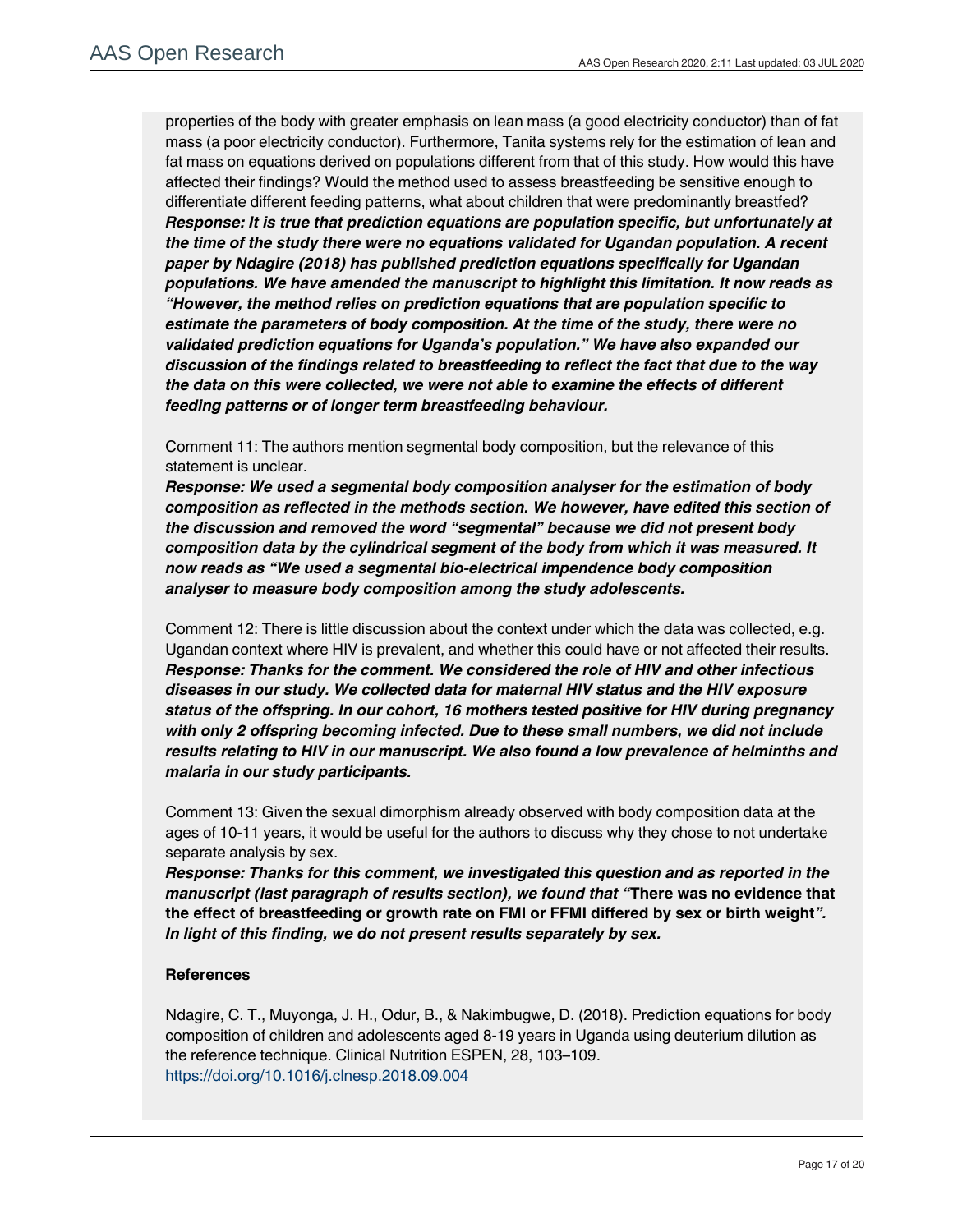properties of the body with greater emphasis on lean mass (a good electricity conductor) than of fat mass (a poor electricity conductor). Furthermore, Tanita systems rely for the estimation of lean and fat mass on equations derived on populations different from that of this study. How would this have affected their findings? Would the method used to assess breastfeeding be sensitive enough to differentiate different feeding patterns, what about children that were predominantly breastfed?

***Response: It is true that prediction equations are population specific, but unfortunately at the time of the study there were no equations validated for Ugandan population. A recent paper by Ndagire (2018) has published prediction equations specifically for Ugandan populations. We have amended the manuscript to highlight this limitation. It now reads as "However, the method relies on prediction equations that are population specific to estimate the parameters of body composition. At the time of the study, there were no validated prediction equations for Uganda's population." We have also expanded our discussion of the findings related to breastfeeding to reflect the fact that due to the way the data on this were collected, we were not able to examine the effects of different feeding patterns or of longer term breastfeeding behaviour.***

Comment 11: The authors mention segmental body composition, but the relevance of this statement is unclear.

***Response: We used a segmental body composition analyser for the estimation of body composition as reflected in the methods section. We however, have edited this section of the discussion and removed the word "segmental" because we did not present body composition data by the cylindrical segment of the body from which it was measured. It now reads as "We used a segmental bio-electrical impendence body composition analyser to measure body composition among the study adolescents.***

Comment 12: There is little discussion about the context under which the data was collected, e.g. Ugandan context where HIV is prevalent, and whether this could have or not affected their results.

***Response: Thanks for the comment. We considered the role of HIV and other infectious diseases in our study. We collected data for maternal HIV status and the HIV exposure status of the offspring. In our cohort, 16 mothers tested positive for HIV during pregnancy with only 2 offspring becoming infected. Due to these small numbers, we did not include results relating to HIV in our manuscript. We also found a low prevalence of helminths and malaria in our study participants.***

Comment 13: Given the sexual dimorphism already observed with body composition data at the ages of 10-11 years, it would be useful for the authors to discuss why they chose to not undertake separate analysis by sex.

***Response: Thanks for this comment, we investigated this question and as reported in the manuscript (last paragraph of results section), we found that "*****There was no evidence that the effect of breastfeeding or growth rate on FMI or FFMI differed by sex or birth weight*****". In light of this finding, we do not present results separately by sex.***

**References**

Ndagire, C. T., Muyonga, J. H., Odur, B., & Nakimbugwe, D. (2018). Prediction equations for body composition of children and adolescents aged 8-19 years in Uganda using deuterium dilution as the reference technique. Clinical Nutrition ESPEN, 28, 103–109.
https://doi.org/10.1016/j.clnesp.2018.09.004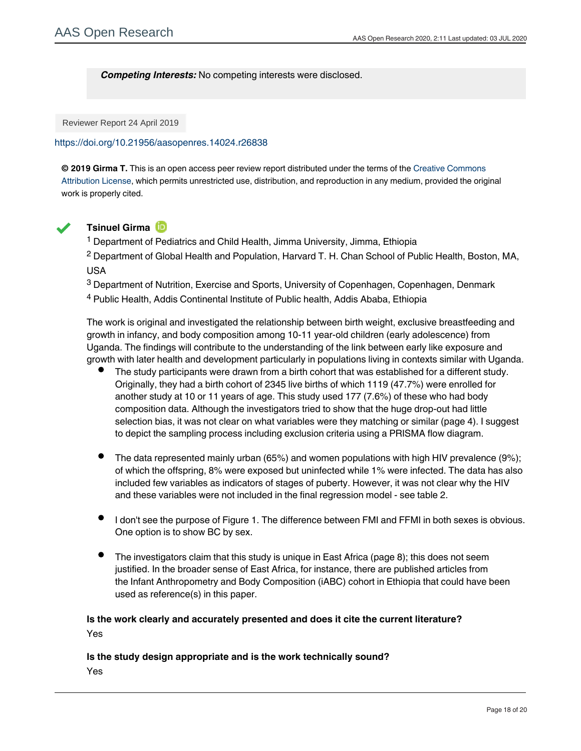***Competing Interests:*** No competing interests were disclosed.

Reviewer Report 24 April 2019

https://doi.org/10.21956/aasopenres.14024.r26838

**© 2019 Girma T.** This is an open access peer review report distributed under the terms of the Creative Commons Attribution License, which permits unrestricted use, distribution, and reproduction in any medium, provided the original work is properly cited.

**Tsinuel Girma**

[1] Department of Pediatrics and Child Health, Jimma University, Jimma, Ethiopia

[2] Department of Global Health and Population, Harvard T. H. Chan School of Public Health, Boston, MA, USA

[3] Department of Nutrition, Exercise and Sports, University of Copenhagen, Copenhagen, Denmark

[4] Public Health, Addis Continental Institute of Public health, Addis Ababa, Ethiopia

The work is original and investigated the relationship between birth weight, exclusive breastfeeding and growth in infancy, and body composition among 10-11 year-old children (early adolescence) from Uganda. The findings will contribute to the understanding of the link between early like exposure and growth with later health and development particularly in populations living in contexts similar with Uganda.

- The study participants were drawn from a birth cohort that was established for a different study. Originally, they had a birth cohort of 2345 live births of which 1119 (47.7%) were enrolled for another study at 10 or 11 years of age. This study used 177 (7.6%) of these who had body composition data. Although the investigators tried to show that the huge drop-out had little selection bias, it was not clear on what variables were they matching or similar (page 4). I suggest to depict the sampling process including exclusion criteria using a PRISMA flow diagram.

- The data represented mainly urban (65%) and women populations with high HIV prevalence (9%); of which the offspring, 8% were exposed but uninfected while 1% were infected. The data has also included few variables as indicators of stages of puberty. However, it was not clear why the HIV and these variables were not included in the final regression model - see table 2.

- I don't see the purpose of Figure 1. The difference between FMI and FFMI in both sexes is obvious. One option is to show BC by sex.

- The investigators claim that this study is unique in East Africa (page 8); this does not seem justified. In the broader sense of East Africa, for instance, there are published articles from the Infant Anthropometry and Body Composition (iABC) cohort in Ethiopia that could have been used as reference(s) in this paper.

**Is the work clearly and accurately presented and does it cite the current literature?**

Yes

**Is the study design appropriate and is the work technically sound?**

Yes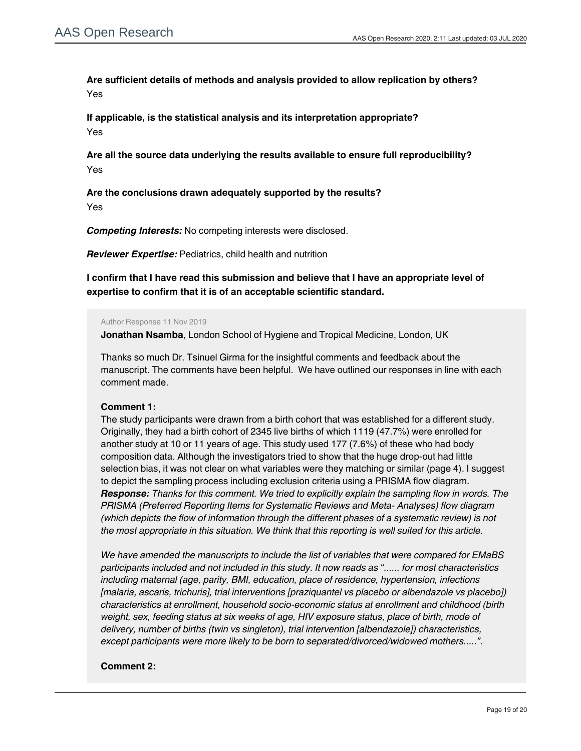**Are sufficient details of methods and analysis provided to allow replication by others?**
Yes

**If applicable, is the statistical analysis and its interpretation appropriate?**
Yes

**Are all the source data underlying the results available to ensure full reproducibility?**
Yes

**Are the conclusions drawn adequately supported by the results?**
Yes

***Competing Interests:*** No competing interests were disclosed.

***Reviewer Expertise:*** Pediatrics, child health and nutrition

**I confirm that I have read this submission and believe that I have an appropriate level of expertise to confirm that it is of an acceptable scientific standard.**

Author Response 11 Nov 2019

**Jonathan Nsamba**, London School of Hygiene and Tropical Medicine, London, UK

Thanks so much Dr. Tsinuel Girma for the insightful comments and feedback about the manuscript. The comments have been helpful. We have outlined our responses in line with each comment made.

**Comment 1:**
The study participants were drawn from a birth cohort that was established for a different study. Originally, they had a birth cohort of 2345 live births of which 1119 (47.7%) were enrolled for another study at 10 or 11 years of age. This study used 177 (7.6%) of these who had body composition data. Although the investigators tried to show that the huge drop-out had little selection bias, it was not clear on what variables were they matching or similar (page 4). I suggest to depict the sampling process including exclusion criteria using a PRISMA flow diagram.
***Response:*** *Thanks for this comment. We tried to explicitly explain the sampling flow in words. The PRISMA (Preferred Reporting Items for Systematic Reviews and Meta- Analyses) flow diagram (which depicts the flow of information through the different phases of a systematic review) is not the most appropriate in this situation. We think that this reporting is well suited for this article.*

*We have amended the manuscripts to include the list of variables that were compared for EMaBS participants included and not included in this study. It now reads as "...... for most characteristics including maternal (age, parity, BMI, education, place of residence, hypertension, infections [malaria, ascaris, trichuris], trial interventions [praziquantel vs placebo or albendazole vs placebo]) characteristics at enrollment, household socio-economic status at enrollment and childhood (birth weight, sex, feeding status at six weeks of age, HIV exposure status, place of birth, mode of delivery, number of births (twin vs singleton), trial intervention [albendazole]) characteristics, except participants were more likely to be born to separated/divorced/widowed mothers.....".*

**Comment 2:**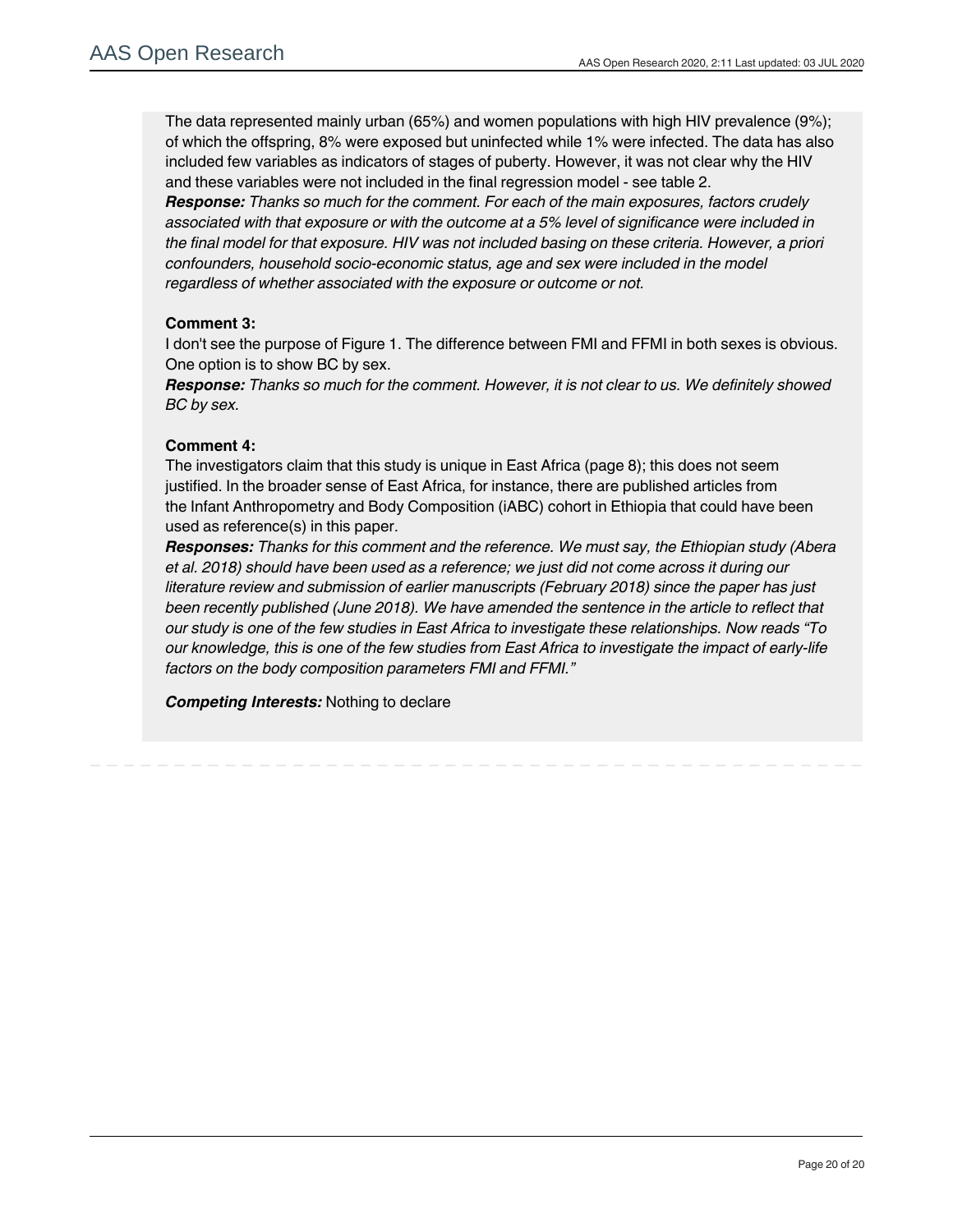The data represented mainly urban (65%) and women populations with high HIV prevalence (9%); of which the offspring, 8% were exposed but uninfected while 1% were infected. The data has also included few variables as indicators of stages of puberty. However, it was not clear why the HIV and these variables were not included in the final regression model - see table 2.

***Response:*** *Thanks so much for the comment. For each of the main exposures, factors crudely associated with that exposure or with the outcome at a 5% level of significance were included in the final model for that exposure. HIV was not included basing on these criteria. However, a priori confounders, household socio-economic status, age and sex were included in the model regardless of whether associated with the exposure or outcome or not.*

**Comment 3:**

I don't see the purpose of Figure 1. The difference between FMI and FFMI in both sexes is obvious. One option is to show BC by sex.

***Response:*** *Thanks so much for the comment. However, it is not clear to us. We definitely showed BC by sex.*

**Comment 4:**

The investigators claim that this study is unique in East Africa (page 8); this does not seem justified. In the broader sense of East Africa, for instance, there are published articles from the Infant Anthropometry and Body Composition (iABC) cohort in Ethiopia that could have been used as reference(s) in this paper.

***Responses:*** *Thanks for this comment and the reference. We must say, the Ethiopian study (Abera et al. 2018) should have been used as a reference; we just did not come across it during our literature review and submission of earlier manuscripts (February 2018) since the paper has just been recently published (June 2018). We have amended the sentence in the article to reflect that our study is one of the few studies in East Africa to investigate these relationships. Now reads "To our knowledge, this is one of the few studies from East Africa to investigate the impact of early-life factors on the body composition parameters FMI and FFMI."*

***Competing Interests:*** Nothing to declare